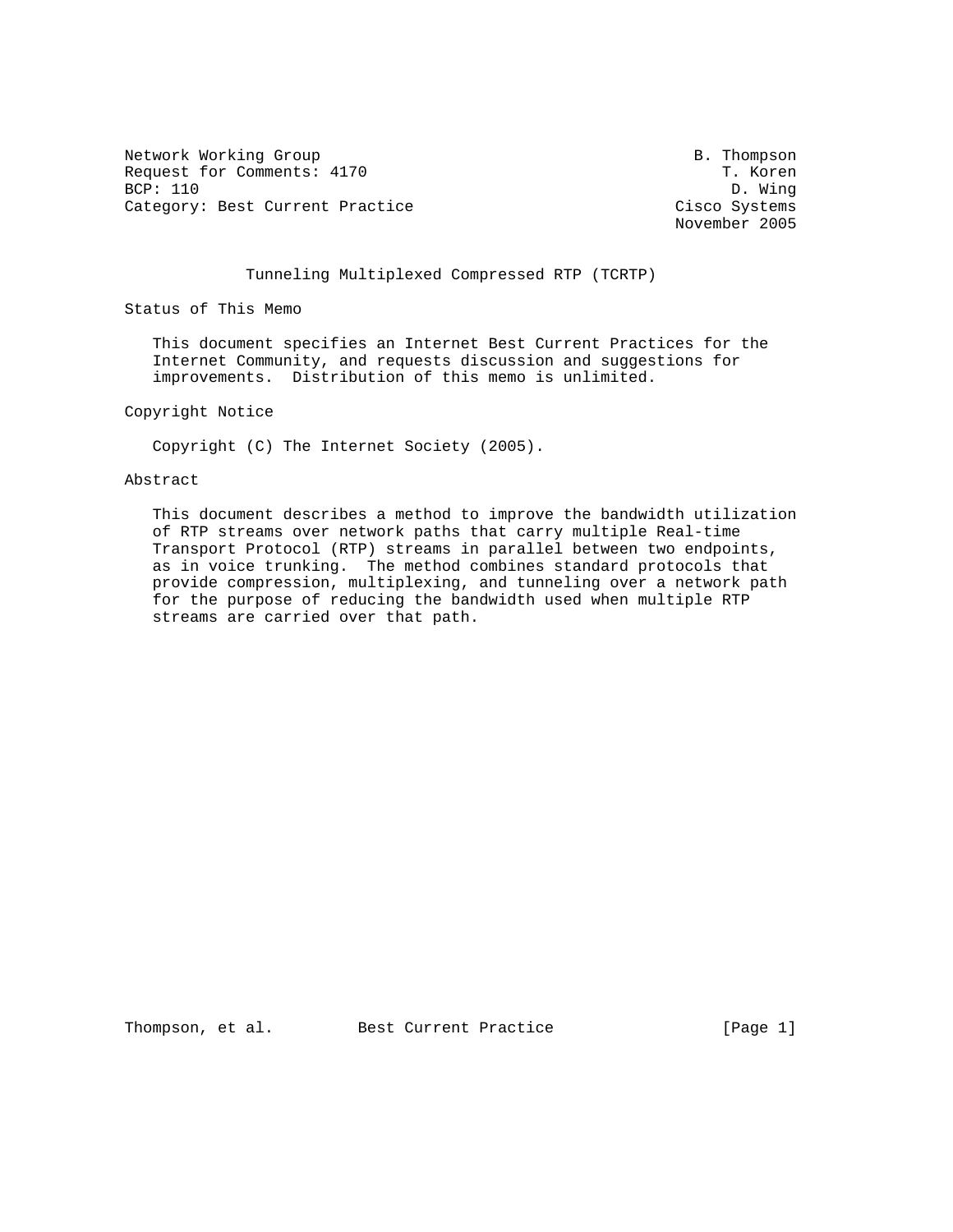Network Working Group B. Thompson
Request for Comments: 4170 T. Koren
BCP: 110 D. Wing
Category: Best Current Practice Cisco Systems
November 2005

# Tunneling Multiplexed Compressed RTP (TCRTP)

## Status of This Memo

This document specifies an Internet Best Current Practices for the Internet Community, and requests discussion and suggestions for improvements. Distribution of this memo is unlimited.

## Copyright Notice

Copyright (C) The Internet Society (2005).

## Abstract

This document describes a method to improve the bandwidth utilization of RTP streams over network paths that carry multiple Real-time Transport Protocol (RTP) streams in parallel between two endpoints, as in voice trunking. The method combines standard protocols that provide compression, multiplexing, and tunneling over a network path for the purpose of reducing the bandwidth used when multiple RTP streams are carried over that path.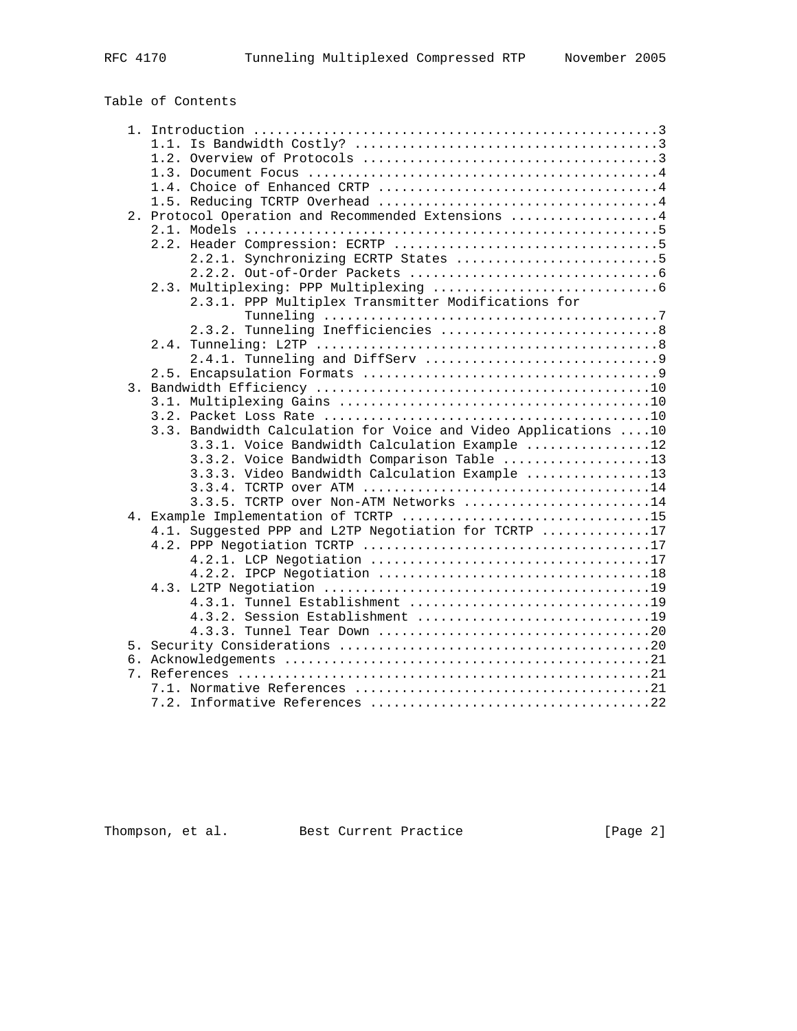Table of Contents

```
   1. Introduction ....................................................3
      1.1. Is Bandwidth Costly? .......................................3
      1.2. Overview of Protocols ......................................3
      1.3. Document Focus .............................................4
      1.4. Choice of Enhanced CRTP ....................................4
      1.5. Reducing TCRTP Overhead ....................................4
   2. Protocol Operation and Recommended Extensions ...................4
      2.1. Models .....................................................5
      2.2. Header Compression: ECRTP ..................................5
           2.2.1. Synchronizing ECRTP States ..........................5
           2.2.2. Out-of-Order Packets ................................6
      2.3. Multiplexing: PPP Multiplexing .............................6
           2.3.1. PPP Multiplex Transmitter Modifications for
                  Tunneling ...........................................7
           2.3.2. Tunneling Inefficiencies ............................8
      2.4. Tunneling: L2TP ............................................8
           2.4.1. Tunneling and DiffServ ..............................9
      2.5. Encapsulation Formats ......................................9
   3. Bandwidth Efficiency ...........................................10
      3.1. Multiplexing Gains ........................................10
      3.2. Packet Loss Rate ..........................................10
      3.3. Bandwidth Calculation for Voice and Video Applications ....10
           3.3.1. Voice Bandwidth Calculation Example ................12
           3.3.2. Voice Bandwidth Comparison Table ...................13
           3.3.3. Video Bandwidth Calculation Example ................13
           3.3.4. TCRTP over ATM .....................................14
           3.3.5. TCRTP over Non-ATM Networks ........................14
   4. Example Implementation of TCRTP ................................15
      4.1. Suggested PPP and L2TP Negotiation for TCRTP ..............17
      4.2. PPP Negotiation TCRTP .....................................17
           4.2.1. LCP Negotiation ....................................17
           4.2.2. IPCP Negotiation ...................................18
      4.3. L2TP Negotiation ..........................................19
           4.3.1. Tunnel Establishment ...............................19
           4.3.2. Session Establishment ..............................19
           4.3.3. Tunnel Tear Down ...................................20
   5. Security Considerations ........................................20
   6. Acknowledgements ...............................................21
   7. References .....................................................21
      7.1. Normative References ......................................21
      7.2. Informative References ....................................22
```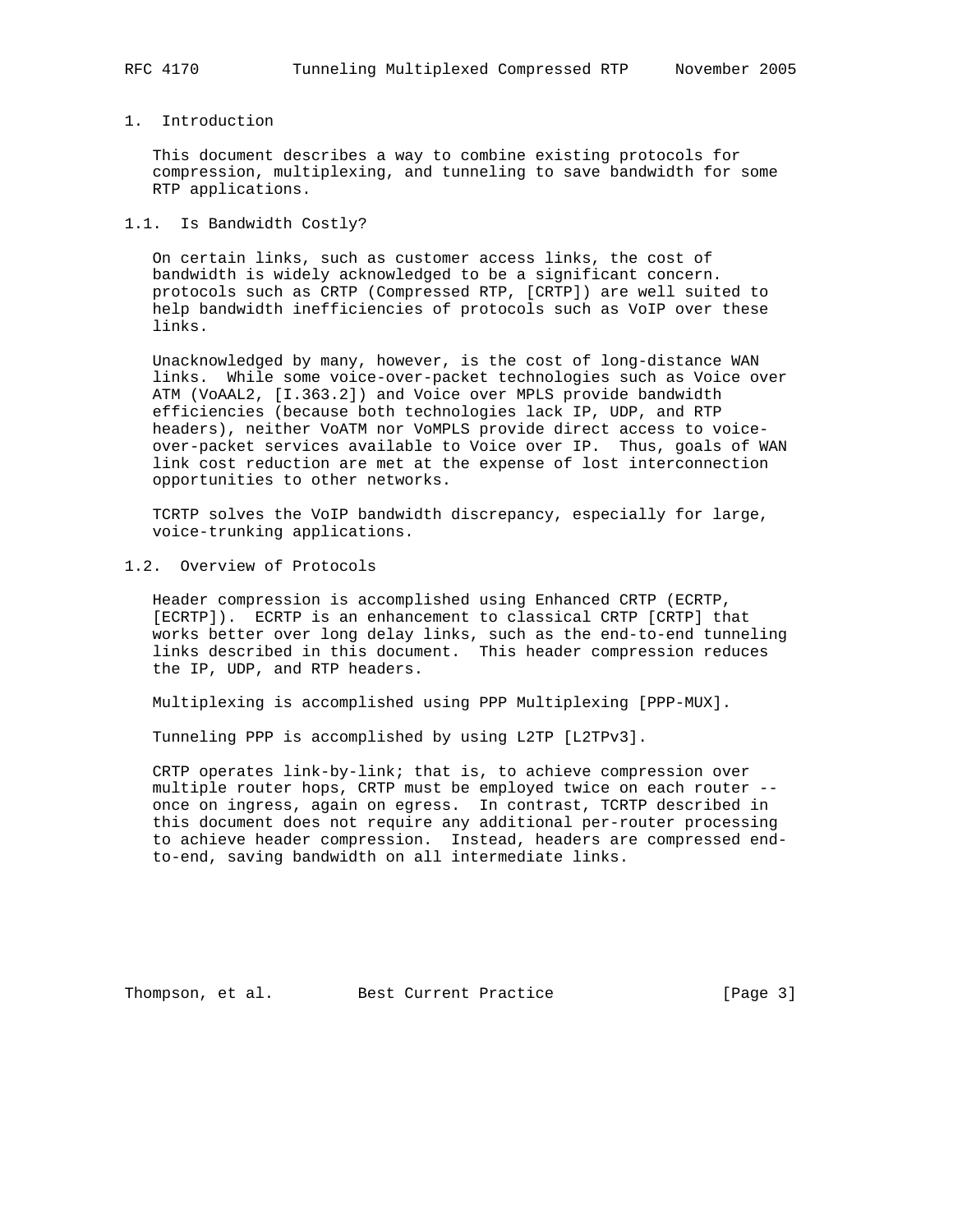# 1. Introduction

This document describes a way to combine existing protocols for compression, multiplexing, and tunneling to save bandwidth for some RTP applications.

## 1.1. Is Bandwidth Costly?

On certain links, such as customer access links, the cost of bandwidth is widely acknowledged to be a significant concern. protocols such as CRTP (Compressed RTP, [CRTP]) are well suited to help bandwidth inefficiencies of protocols such as VoIP over these links.

Unacknowledged by many, however, is the cost of long-distance WAN links. While some voice-over-packet technologies such as Voice over ATM (VoAAL2, [I.363.2]) and Voice over MPLS provide bandwidth efficiencies (because both technologies lack IP, UDP, and RTP headers), neither VoATM nor VoMPLS provide direct access to voice-over-packet services available to Voice over IP. Thus, goals of WAN link cost reduction are met at the expense of lost interconnection opportunities to other networks.

TCRTP solves the VoIP bandwidth discrepancy, especially for large, voice-trunking applications.

## 1.2. Overview of Protocols

Header compression is accomplished using Enhanced CRTP (ECRTP, [ECRTP]). ECRTP is an enhancement to classical CRTP [CRTP] that works better over long delay links, such as the end-to-end tunneling links described in this document. This header compression reduces the IP, UDP, and RTP headers.

Multiplexing is accomplished using PPP Multiplexing [PPP-MUX].

Tunneling PPP is accomplished by using L2TP [L2TPv3].

CRTP operates link-by-link; that is, to achieve compression over multiple router hops, CRTP must be employed twice on each router -- once on ingress, again on egress. In contrast, TCRTP described in this document does not require any additional per-router processing to achieve header compression. Instead, headers are compressed end-to-end, saving bandwidth on all intermediate links.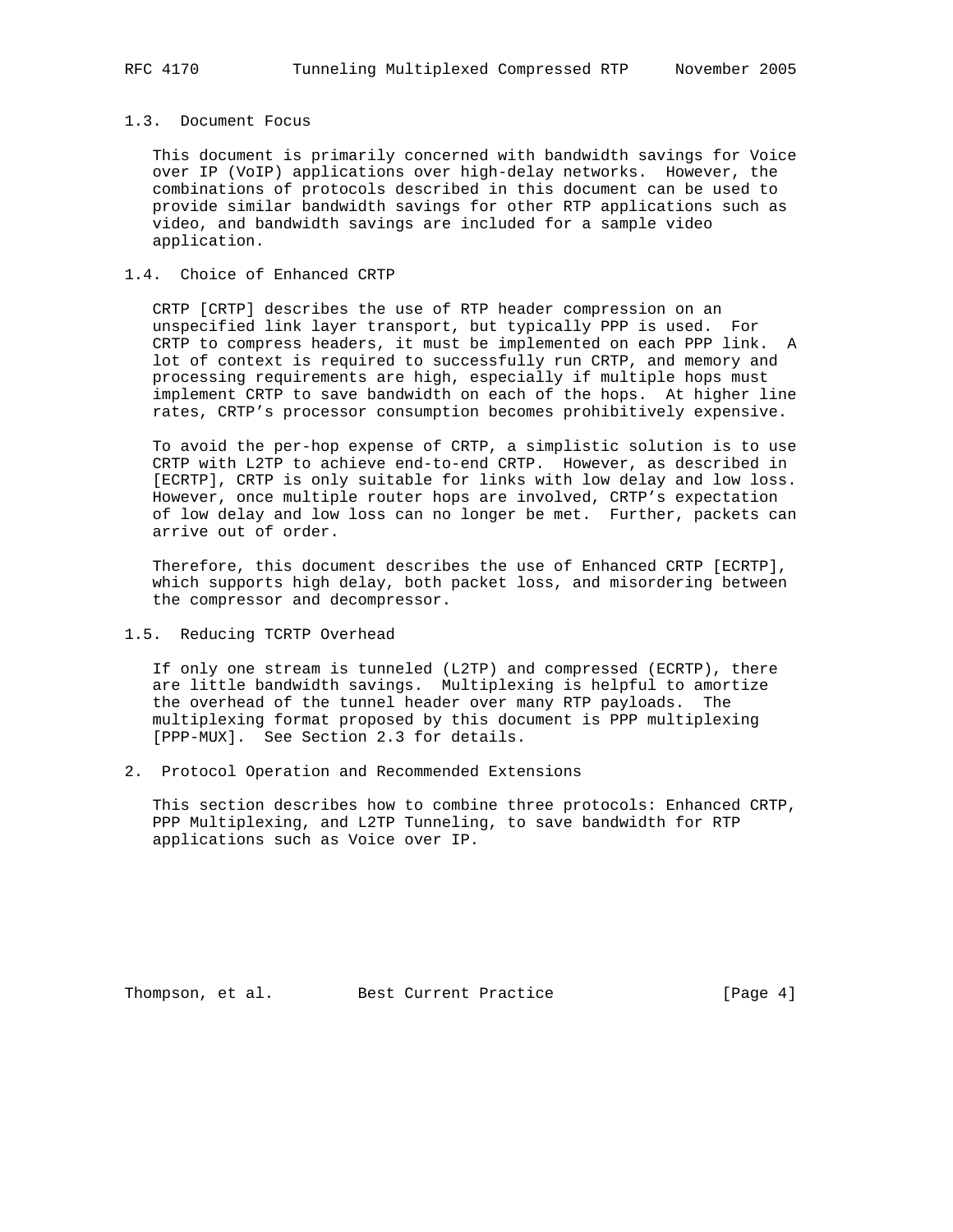### 1.3. Document Focus

This document is primarily concerned with bandwidth savings for Voice over IP (VoIP) applications over high-delay networks. However, the combinations of protocols described in this document can be used to provide similar bandwidth savings for other RTP applications such as video, and bandwidth savings are included for a sample video application.

### 1.4. Choice of Enhanced CRTP

CRTP [CRTP] describes the use of RTP header compression on an unspecified link layer transport, but typically PPP is used. For CRTP to compress headers, it must be implemented on each PPP link. A lot of context is required to successfully run CRTP, and memory and processing requirements are high, especially if multiple hops must implement CRTP to save bandwidth on each of the hops. At higher line rates, CRTP's processor consumption becomes prohibitively expensive.

To avoid the per-hop expense of CRTP, a simplistic solution is to use CRTP with L2TP to achieve end-to-end CRTP. However, as described in [ECRTP], CRTP is only suitable for links with low delay and low loss. However, once multiple router hops are involved, CRTP's expectation of low delay and low loss can no longer be met. Further, packets can arrive out of order.

Therefore, this document describes the use of Enhanced CRTP [ECRTP], which supports high delay, both packet loss, and misordering between the compressor and decompressor.

### 1.5. Reducing TCRTP Overhead

If only one stream is tunneled (L2TP) and compressed (ECRTP), there are little bandwidth savings. Multiplexing is helpful to amortize the overhead of the tunnel header over many RTP payloads. The multiplexing format proposed by this document is PPP multiplexing [PPP-MUX]. See Section 2.3 for details.

## 2. Protocol Operation and Recommended Extensions

This section describes how to combine three protocols: Enhanced CRTP, PPP Multiplexing, and L2TP Tunneling, to save bandwidth for RTP applications such as Voice over IP.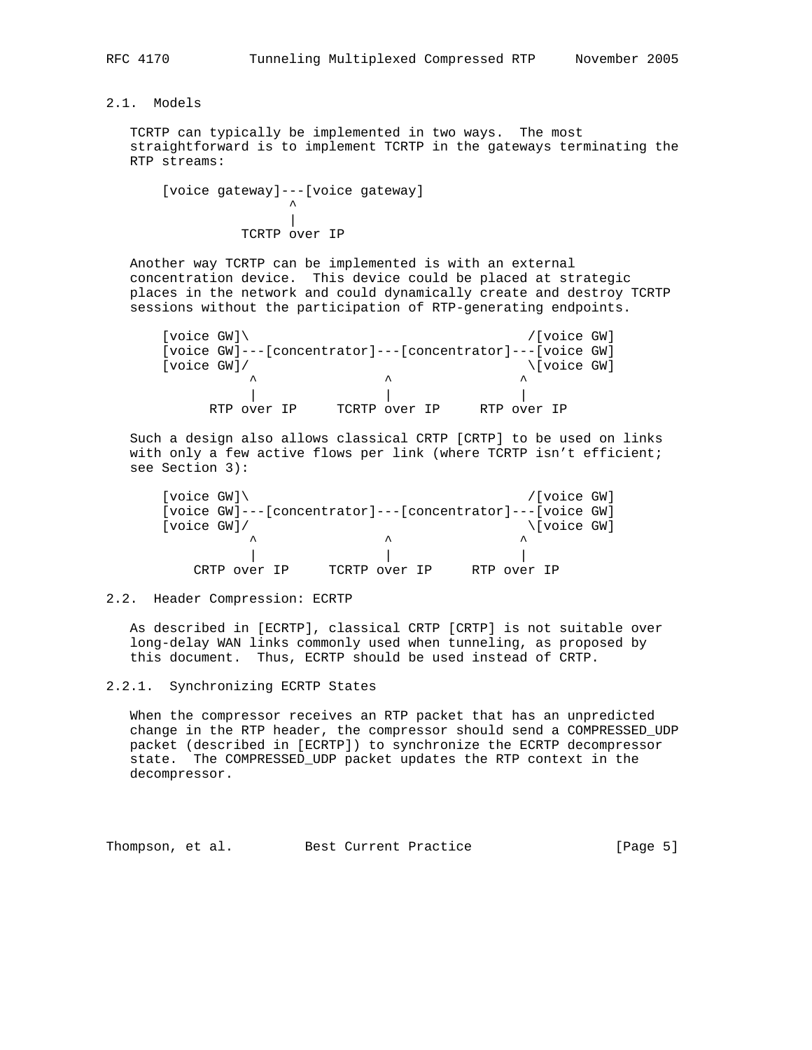### 2.1. Models

TCRTP can typically be implemented in two ways. The most straightforward is to implement TCRTP in the gateways terminating the RTP streams:

```
    [voice gateway]---[voice gateway]
                    ^
                    |
              TCRTP over IP
```

Another way TCRTP can be implemented is with an external concentration device. This device could be placed at strategic places in the network and could dynamically create and destroy TCRTP sessions without the participation of RTP-generating endpoints.

```
    [voice GW]\                                  /[voice GW]
    [voice GW]---[concentrator]---[concentrator]---[voice GW]
    [voice GW]/                                  \[voice GW]
               ^                ^                ^
               |                |                |
          RTP over IP     TCRTP over IP     RTP over IP
```

Such a design also allows classical CRTP [CRTP] to be used on links with only a few active flows per link (where TCRTP isn't efficient; see Section 3):

```
    [voice GW]\                                  /[voice GW]
    [voice GW]---[concentrator]---[concentrator]---[voice GW]
    [voice GW]/                                  \[voice GW]
               ^                ^                ^
               |                |                |
         CRTP over IP     TCRTP over IP     RTP over IP
```

### 2.2. Header Compression: ECRTP

As described in [ECRTP], classical CRTP [CRTP] is not suitable over long-delay WAN links commonly used when tunneling, as proposed by this document. Thus, ECRTP should be used instead of CRTP.

#### 2.2.1. Synchronizing ECRTP States

When the compressor receives an RTP packet that has an unpredicted change in the RTP header, the compressor should send a COMPRESSED_UDP packet (described in [ECRTP]) to synchronize the ECRTP decompressor state. The COMPRESSED_UDP packet updates the RTP context in the decompressor.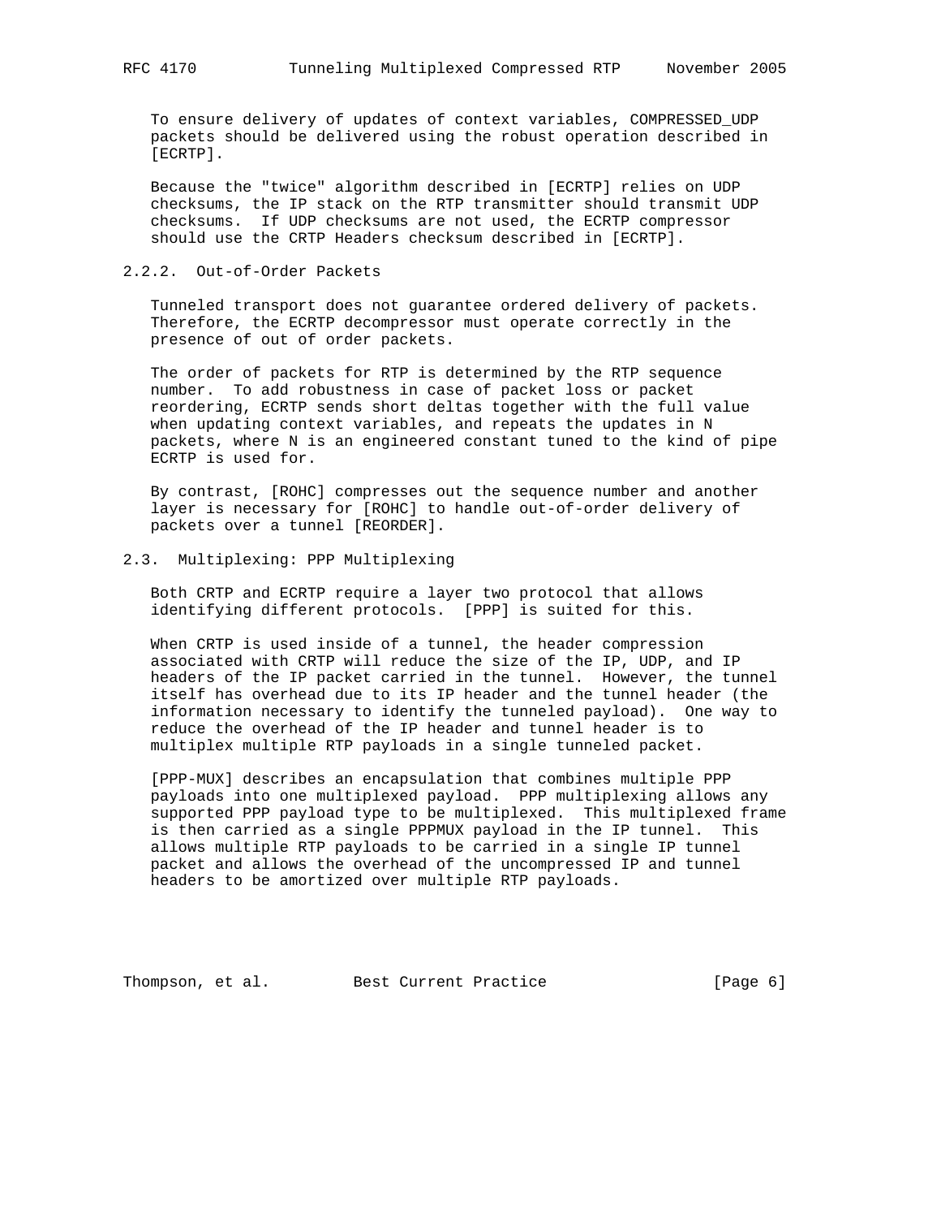To ensure delivery of updates of context variables, COMPRESSED_UDP packets should be delivered using the robust operation described in [ECRTP].

Because the "twice" algorithm described in [ECRTP] relies on UDP checksums, the IP stack on the RTP transmitter should transmit UDP checksums. If UDP checksums are not used, the ECRTP compressor should use the CRTP Headers checksum described in [ECRTP].

#### 2.2.2. Out-of-Order Packets

Tunneled transport does not guarantee ordered delivery of packets. Therefore, the ECRTP decompressor must operate correctly in the presence of out of order packets.

The order of packets for RTP is determined by the RTP sequence number. To add robustness in case of packet loss or packet reordering, ECRTP sends short deltas together with the full value when updating context variables, and repeats the updates in N packets, where N is an engineered constant tuned to the kind of pipe ECRTP is used for.

By contrast, [ROHC] compresses out the sequence number and another layer is necessary for [ROHC] to handle out-of-order delivery of packets over a tunnel [REORDER].

### 2.3. Multiplexing: PPP Multiplexing

Both CRTP and ECRTP require a layer two protocol that allows identifying different protocols. [PPP] is suited for this.

When CRTP is used inside of a tunnel, the header compression associated with CRTP will reduce the size of the IP, UDP, and IP headers of the IP packet carried in the tunnel. However, the tunnel itself has overhead due to its IP header and the tunnel header (the information necessary to identify the tunneled payload). One way to reduce the overhead of the IP header and tunnel header is to multiplex multiple RTP payloads in a single tunneled packet.

[PPP-MUX] describes an encapsulation that combines multiple PPP payloads into one multiplexed payload. PPP multiplexing allows any supported PPP payload type to be multiplexed. This multiplexed frame is then carried as a single PPPMUX payload in the IP tunnel. This allows multiple RTP payloads to be carried in a single IP tunnel packet and allows the overhead of the uncompressed IP and tunnel headers to be amortized over multiple RTP payloads.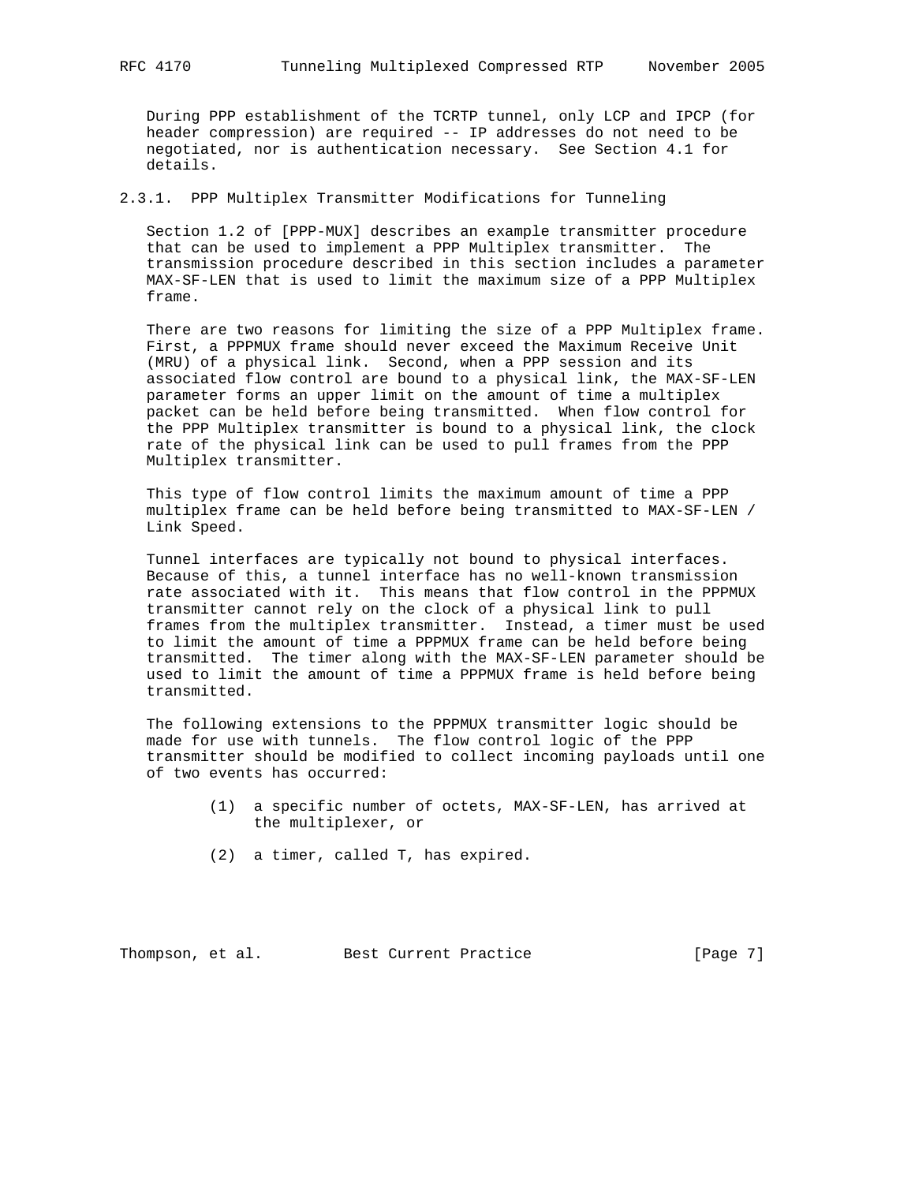During PPP establishment of the TCRTP tunnel, only LCP and IPCP (for header compression) are required -- IP addresses do not need to be negotiated, nor is authentication necessary. See Section 4.1 for details.

### 2.3.1. PPP Multiplex Transmitter Modifications for Tunneling

Section 1.2 of [PPP-MUX] describes an example transmitter procedure that can be used to implement a PPP Multiplex transmitter. The transmission procedure described in this section includes a parameter MAX-SF-LEN that is used to limit the maximum size of a PPP Multiplex frame.

There are two reasons for limiting the size of a PPP Multiplex frame. First, a PPPMUX frame should never exceed the Maximum Receive Unit (MRU) of a physical link. Second, when a PPP session and its associated flow control are bound to a physical link, the MAX-SF-LEN parameter forms an upper limit on the amount of time a multiplex packet can be held before being transmitted. When flow control for the PPP Multiplex transmitter is bound to a physical link, the clock rate of the physical link can be used to pull frames from the PPP Multiplex transmitter.

This type of flow control limits the maximum amount of time a PPP multiplex frame can be held before being transmitted to MAX-SF-LEN / Link Speed.

Tunnel interfaces are typically not bound to physical interfaces. Because of this, a tunnel interface has no well-known transmission rate associated with it. This means that flow control in the PPPMUX transmitter cannot rely on the clock of a physical link to pull frames from the multiplex transmitter. Instead, a timer must be used to limit the amount of time a PPPMUX frame can be held before being transmitted. The timer along with the MAX-SF-LEN parameter should be used to limit the amount of time a PPPMUX frame is held before being transmitted.

The following extensions to the PPPMUX transmitter logic should be made for use with tunnels. The flow control logic of the PPP transmitter should be modified to collect incoming payloads until one of two events has occurred:

(1) a specific number of octets, MAX-SF-LEN, has arrived at the multiplexer, or

(2) a timer, called T, has expired.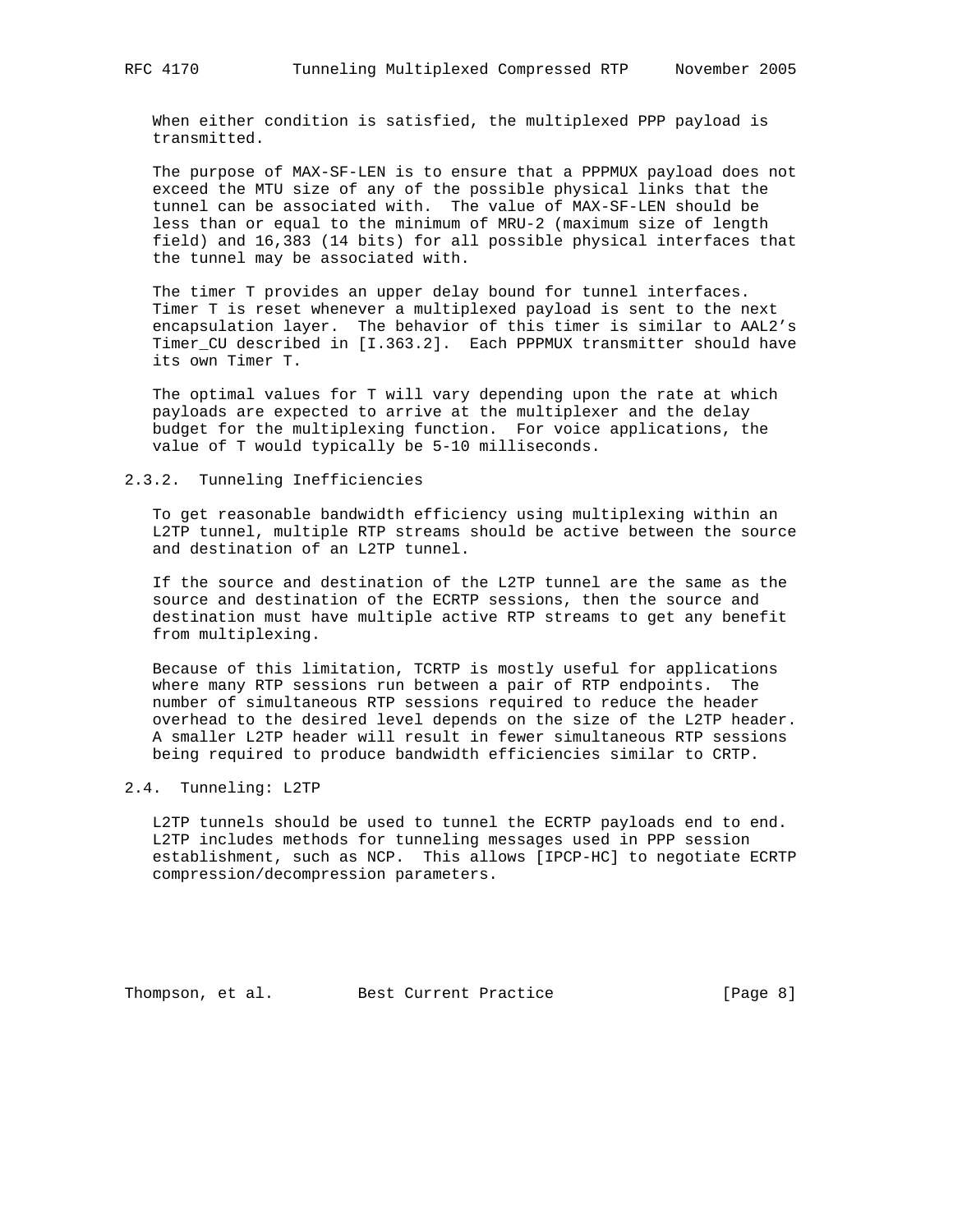When either condition is satisfied, the multiplexed PPP payload is transmitted.

The purpose of MAX-SF-LEN is to ensure that a PPPMUX payload does not exceed the MTU size of any of the possible physical links that the tunnel can be associated with. The value of MAX-SF-LEN should be less than or equal to the minimum of MRU-2 (maximum size of length field) and 16,383 (14 bits) for all possible physical interfaces that the tunnel may be associated with.

The timer T provides an upper delay bound for tunnel interfaces. Timer T is reset whenever a multiplexed payload is sent to the next encapsulation layer. The behavior of this timer is similar to AAL2's Timer_CU described in [I.363.2]. Each PPPMUX transmitter should have its own Timer T.

The optimal values for T will vary depending upon the rate at which payloads are expected to arrive at the multiplexer and the delay budget for the multiplexing function. For voice applications, the value of T would typically be 5-10 milliseconds.

### 2.3.2. Tunneling Inefficiencies

To get reasonable bandwidth efficiency using multiplexing within an L2TP tunnel, multiple RTP streams should be active between the source and destination of an L2TP tunnel.

If the source and destination of the L2TP tunnel are the same as the source and destination of the ECRTP sessions, then the source and destination must have multiple active RTP streams to get any benefit from multiplexing.

Because of this limitation, TCRTP is mostly useful for applications where many RTP sessions run between a pair of RTP endpoints. The number of simultaneous RTP sessions required to reduce the header overhead to the desired level depends on the size of the L2TP header. A smaller L2TP header will result in fewer simultaneous RTP sessions being required to produce bandwidth efficiencies similar to CRTP.

## 2.4. Tunneling: L2TP

L2TP tunnels should be used to tunnel the ECRTP payloads end to end. L2TP includes methods for tunneling messages used in PPP session establishment, such as NCP. This allows [IPCP-HC] to negotiate ECRTP compression/decompression parameters.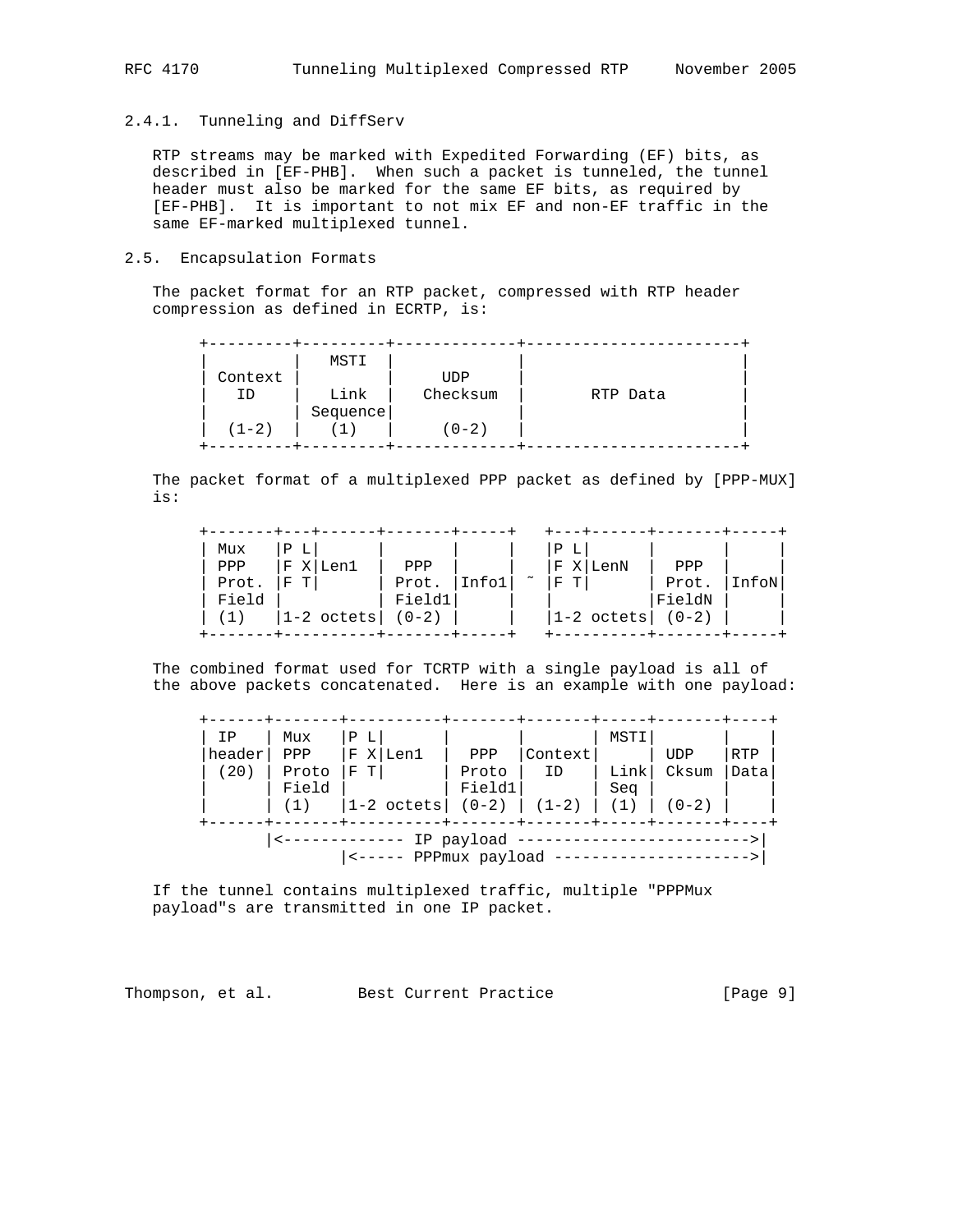### 2.4.1. Tunneling and DiffServ

RTP streams may be marked with Expedited Forwarding (EF) bits, as described in [EF-PHB]. When such a packet is tunneled, the tunnel header must also be marked for the same EF bits, as required by [EF-PHB]. It is important to not mix EF and non-EF traffic in the same EF-marked multiplexed tunnel.

## 2.5. Encapsulation Formats

The packet format for an RTP packet, compressed with RTP header compression as defined in ECRTP, is:

```
+---------+---------+-------------+-----------------------+
|         |  MSTI   |             |                       |
| Context |         |     UDP     |                       |
|   ID    |  Link   |  Checksum   |       RTP Data        |
|         | Sequence|             |                       |
|  (1-2)  |   (1)   |    (0-2)    |                       |
+---------+---------+-------------+-----------------------+
```

The packet format of a multiplexed PPP packet as defined by [PPP-MUX] is:

```
+-------+---+------+-------+-----+   +---+------+-------+-----+
| Mux   |P L|      |       |     |   |P L|      |       |     |
| PPP   |F X|Len1  |  PPP  |     |   |F X|LenN  |  PPP  |     |
| Prot. |F T|      | Prot. |Info1| ~ |F T|      | Prot. |InfoN|
| Field |          | Field1|     |   |          |FieldN |     |
| (1)   |1-2 octets| (0-2) |     |   |1-2 octets| (0-2) |     |
+-------+----------+-------+-----+   +----------+-------+-----+
```

The combined format used for TCRTP with a single payload is all of the above packets concatenated. Here is an example with one payload:

```
+------+-------+----------+-------+-------+-----+-------+----+
| IP   | Mux   |P L|      |       |       | MSTI|       |    |
|header| PPP   |F X|Len1  |  PPP  |Context|     | UDP   |RTP |
| (20) | Proto |F T|      | Proto |  ID   | Link| Cksum |Data|
|      | Field |          | Field1|       | Seq |       |    |
|      | (1)   |1-2 octets| (0-2) | (1-2) | (1) | (0-2) |    |
+------+-------+----------+-------+-------+-----+-------+----+
       |<------------- IP payload -------------------------->|
               |<----- PPPmux payload --------------------->|
```

If the tunnel contains multiplexed traffic, multiple "PPPMux payload"s are transmitted in one IP packet.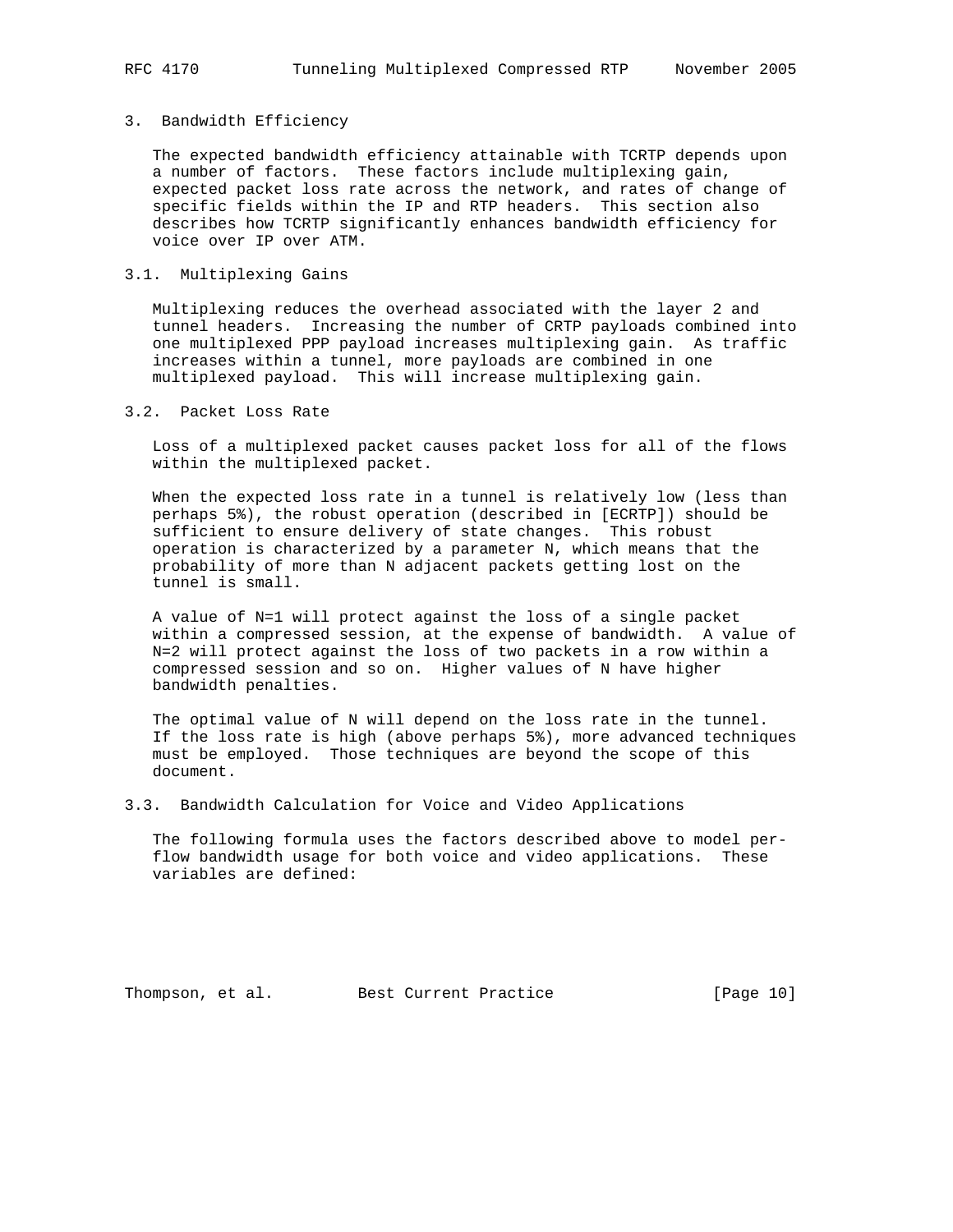## 3. Bandwidth Efficiency

The expected bandwidth efficiency attainable with TCRTP depends upon a number of factors. These factors include multiplexing gain, expected packet loss rate across the network, and rates of change of specific fields within the IP and RTP headers. This section also describes how TCRTP significantly enhances bandwidth efficiency for voice over IP over ATM.

### 3.1. Multiplexing Gains

Multiplexing reduces the overhead associated with the layer 2 and tunnel headers. Increasing the number of CRTP payloads combined into one multiplexed PPP payload increases multiplexing gain. As traffic increases within a tunnel, more payloads are combined in one multiplexed payload. This will increase multiplexing gain.

### 3.2. Packet Loss Rate

Loss of a multiplexed packet causes packet loss for all of the flows within the multiplexed packet.

When the expected loss rate in a tunnel is relatively low (less than perhaps 5%), the robust operation (described in [ECRTP]) should be sufficient to ensure delivery of state changes. This robust operation is characterized by a parameter N, which means that the probability of more than N adjacent packets getting lost on the tunnel is small.

A value of N=1 will protect against the loss of a single packet within a compressed session, at the expense of bandwidth. A value of N=2 will protect against the loss of two packets in a row within a compressed session and so on. Higher values of N have higher bandwidth penalties.

The optimal value of N will depend on the loss rate in the tunnel. If the loss rate is high (above perhaps 5%), more advanced techniques must be employed. Those techniques are beyond the scope of this document.

### 3.3. Bandwidth Calculation for Voice and Video Applications

The following formula uses the factors described above to model per-flow bandwidth usage for both voice and video applications. These variables are defined: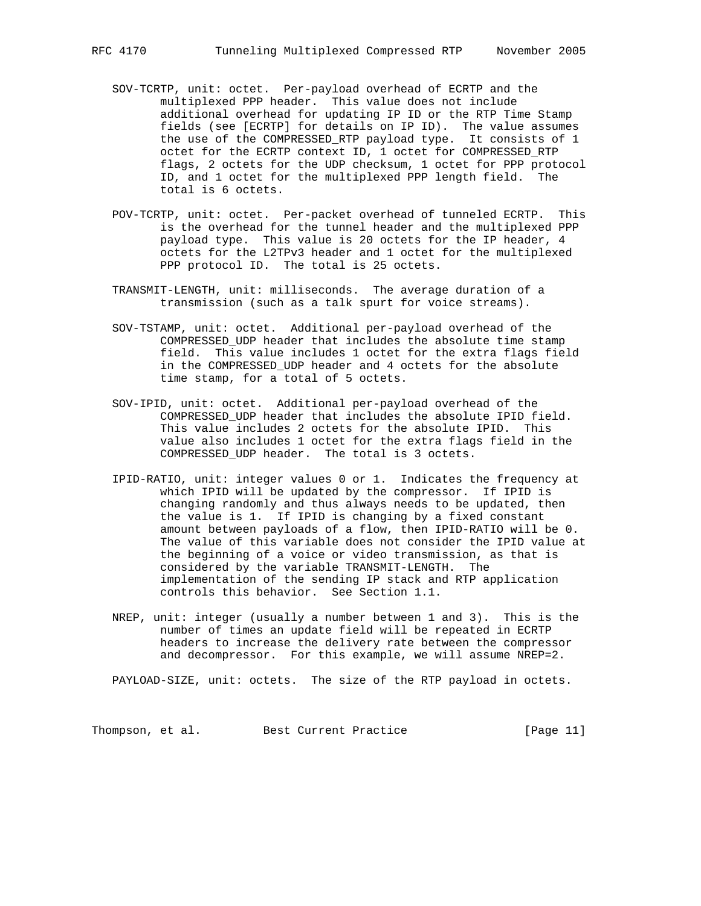SOV-TCRTP, unit: octet. Per-payload overhead of ECRTP and the multiplexed PPP header. This value does not include additional overhead for updating IP ID or the RTP Time Stamp fields (see [ECRTP] for details on IP ID). The value assumes the use of the COMPRESSED_RTP payload type. It consists of 1 octet for the ECRTP context ID, 1 octet for COMPRESSED_RTP flags, 2 octets for the UDP checksum, 1 octet for PPP protocol ID, and 1 octet for the multiplexed PPP length field. The total is 6 octets.

POV-TCRTP, unit: octet. Per-packet overhead of tunneled ECRTP. This is the overhead for the tunnel header and the multiplexed PPP payload type. This value is 20 octets for the IP header, 4 octets for the L2TPv3 header and 1 octet for the multiplexed PPP protocol ID. The total is 25 octets.

TRANSMIT-LENGTH, unit: milliseconds. The average duration of a transmission (such as a talk spurt for voice streams).

SOV-TSTAMP, unit: octet. Additional per-payload overhead of the COMPRESSED_UDP header that includes the absolute time stamp field. This value includes 1 octet for the extra flags field in the COMPRESSED_UDP header and 4 octets for the absolute time stamp, for a total of 5 octets.

SOV-IPID, unit: octet. Additional per-payload overhead of the COMPRESSED_UDP header that includes the absolute IPID field. This value includes 2 octets for the absolute IPID. This value also includes 1 octet for the extra flags field in the COMPRESSED_UDP header. The total is 3 octets.

IPID-RATIO, unit: integer values 0 or 1. Indicates the frequency at which IPID will be updated by the compressor. If IPID is changing randomly and thus always needs to be updated, then the value is 1. If IPID is changing by a fixed constant amount between payloads of a flow, then IPID-RATIO will be 0. The value of this variable does not consider the IPID value at the beginning of a voice or video transmission, as that is considered by the variable TRANSMIT-LENGTH. The implementation of the sending IP stack and RTP application controls this behavior. See Section 1.1.

NREP, unit: integer (usually a number between 1 and 3). This is the number of times an update field will be repeated in ECRTP headers to increase the delivery rate between the compressor and decompressor. For this example, we will assume NREP=2.

PAYLOAD-SIZE, unit: octets. The size of the RTP payload in octets.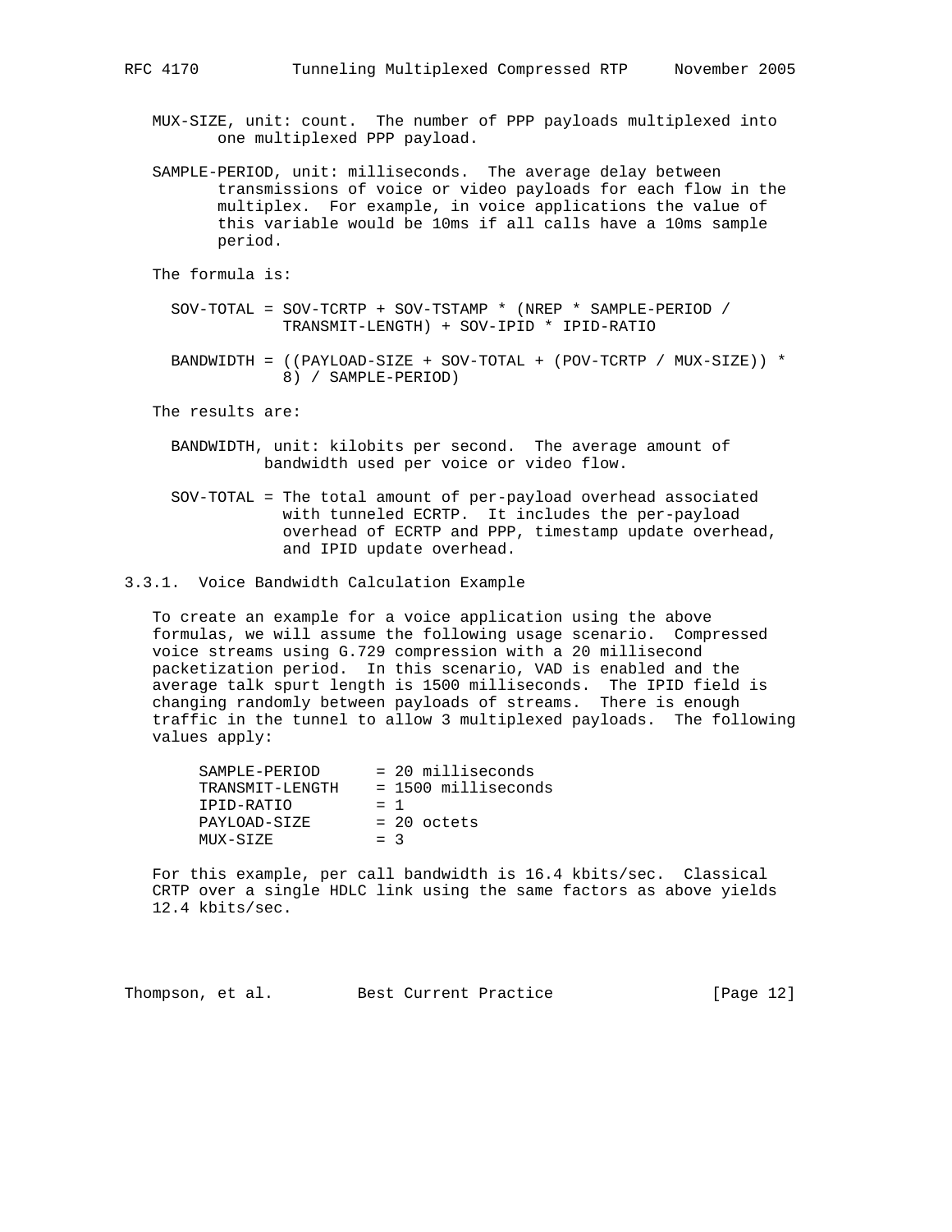MUX-SIZE, unit: count. The number of PPP payloads multiplexed into one multiplexed PPP payload.

SAMPLE-PERIOD, unit: milliseconds. The average delay between transmissions of voice or video payloads for each flow in the multiplex. For example, in voice applications the value of this variable would be 10ms if all calls have a 10ms sample period.

The formula is:

```
SOV-TOTAL = SOV-TCRTP + SOV-TSTAMP * (NREP * SAMPLE-PERIOD /
            TRANSMIT-LENGTH) + SOV-IPID * IPID-RATIO

BANDWIDTH = ((PAYLOAD-SIZE + SOV-TOTAL + (POV-TCRTP / MUX-SIZE)) *
            8) / SAMPLE-PERIOD)
```

The results are:

BANDWIDTH, unit: kilobits per second. The average amount of bandwidth used per voice or video flow.

SOV-TOTAL = The total amount of per-payload overhead associated with tunneled ECRTP. It includes the per-payload overhead of ECRTP and PPP, timestamp update overhead, and IPID update overhead.

### 3.3.1. Voice Bandwidth Calculation Example

To create an example for a voice application using the above formulas, we will assume the following usage scenario. Compressed voice streams using G.729 compression with a 20 millisecond packetization period. In this scenario, VAD is enabled and the average talk spurt length is 1500 milliseconds. The IPID field is changing randomly between payloads of streams. There is enough traffic in the tunnel to allow 3 multiplexed payloads. The following values apply:

```
SAMPLE-PERIOD      = 20 milliseconds
TRANSMIT-LENGTH    = 1500 milliseconds
IPID-RATIO         = 1
PAYLOAD-SIZE       = 20 octets
MUX-SIZE           = 3
```

For this example, per call bandwidth is 16.4 kbits/sec. Classical CRTP over a single HDLC link using the same factors as above yields 12.4 kbits/sec.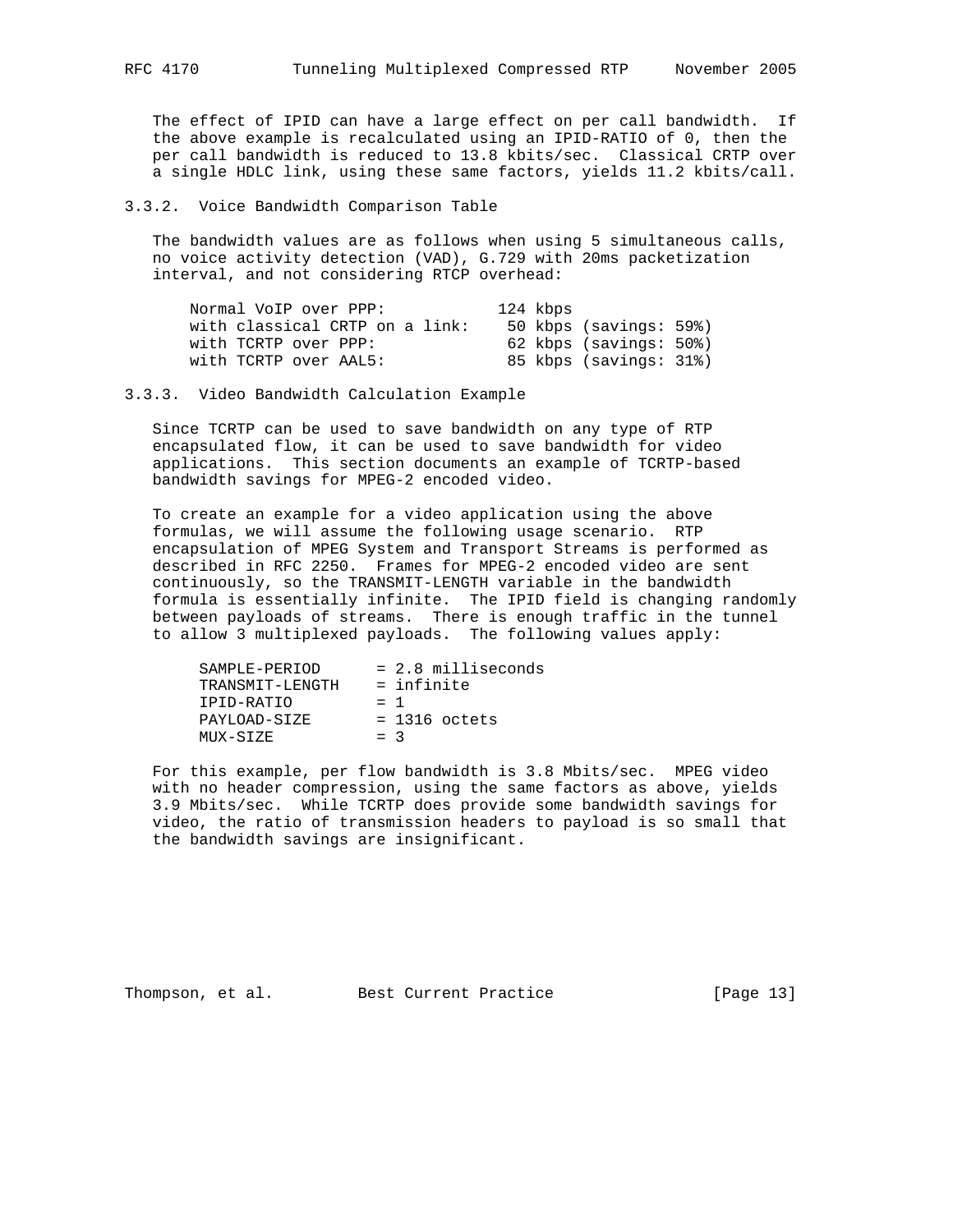The effect of IPID can have a large effect on per call bandwidth. If the above example is recalculated using an IPID-RATIO of 0, then the per call bandwidth is reduced to 13.8 kbits/sec. Classical CRTP over a single HDLC link, using these same factors, yields 11.2 kbits/call.

### 3.3.2. Voice Bandwidth Comparison Table

The bandwidth values are as follows when using 5 simultaneous calls, no voice activity detection (VAD), G.729 with 20ms packetization interval, and not considering RTCP overhead:

```
Normal VoIP over PPP:            124 kbps
with classical CRTP on a link:    50 kbps (savings: 59%)
with TCRTP over PPP:              62 kbps (savings: 50%)
with TCRTP over AAL5:             85 kbps (savings: 31%)
```

### 3.3.3. Video Bandwidth Calculation Example

Since TCRTP can be used to save bandwidth on any type of RTP encapsulated flow, it can be used to save bandwidth for video applications. This section documents an example of TCRTP-based bandwidth savings for MPEG-2 encoded video.

To create an example for a video application using the above formulas, we will assume the following usage scenario. RTP encapsulation of MPEG System and Transport Streams is performed as described in RFC 2250. Frames for MPEG-2 encoded video are sent continuously, so the TRANSMIT-LENGTH variable in the bandwidth formula is essentially infinite. The IPID field is changing randomly between payloads of streams. There is enough traffic in the tunnel to allow 3 multiplexed payloads. The following values apply:

```
SAMPLE-PERIOD      = 2.8 milliseconds
TRANSMIT-LENGTH    = infinite
IPID-RATIO         = 1
PAYLOAD-SIZE       = 1316 octets
MUX-SIZE           = 3
```

For this example, per flow bandwidth is 3.8 Mbits/sec. MPEG video with no header compression, using the same factors as above, yields 3.9 Mbits/sec. While TCRTP does provide some bandwidth savings for video, the ratio of transmission headers to payload is so small that the bandwidth savings are insignificant.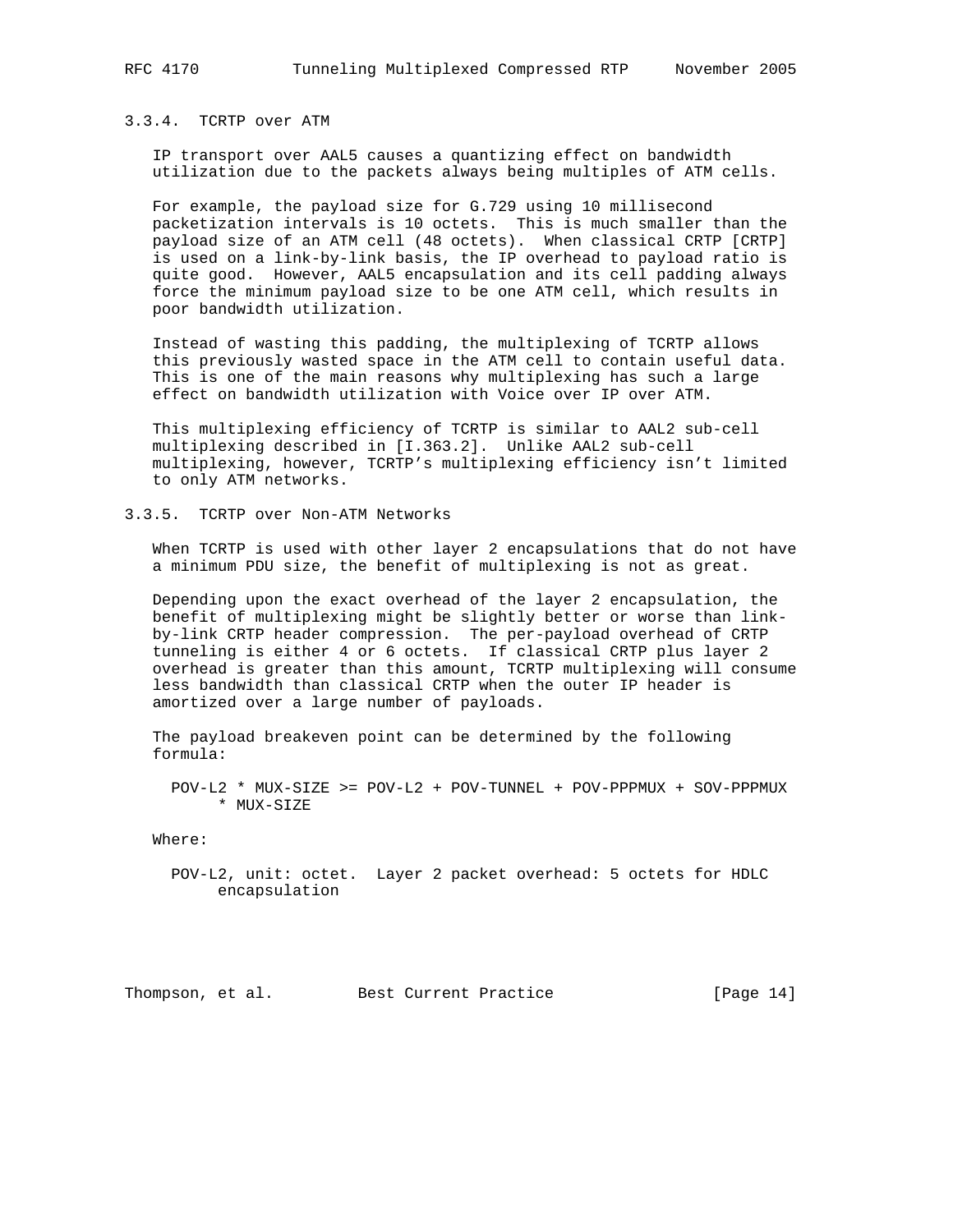### 3.3.4. TCRTP over ATM

IP transport over AAL5 causes a quantizing effect on bandwidth utilization due to the packets always being multiples of ATM cells.

For example, the payload size for G.729 using 10 millisecond packetization intervals is 10 octets. This is much smaller than the payload size of an ATM cell (48 octets). When classical CRTP [CRTP] is used on a link-by-link basis, the IP overhead to payload ratio is quite good. However, AAL5 encapsulation and its cell padding always force the minimum payload size to be one ATM cell, which results in poor bandwidth utilization.

Instead of wasting this padding, the multiplexing of TCRTP allows this previously wasted space in the ATM cell to contain useful data. This is one of the main reasons why multiplexing has such a large effect on bandwidth utilization with Voice over IP over ATM.

This multiplexing efficiency of TCRTP is similar to AAL2 sub-cell multiplexing described in [I.363.2]. Unlike AAL2 sub-cell multiplexing, however, TCRTP's multiplexing efficiency isn't limited to only ATM networks.

### 3.3.5. TCRTP over Non-ATM Networks

When TCRTP is used with other layer 2 encapsulations that do not have a minimum PDU size, the benefit of multiplexing is not as great.

Depending upon the exact overhead of the layer 2 encapsulation, the benefit of multiplexing might be slightly better or worse than link-by-link CRTP header compression. The per-payload overhead of CRTP tunneling is either 4 or 6 octets. If classical CRTP plus layer 2 overhead is greater than this amount, TCRTP multiplexing will consume less bandwidth than classical CRTP when the outer IP header is amortized over a large number of payloads.

The payload breakeven point can be determined by the following formula:

```
POV-L2 * MUX-SIZE >= POV-L2 + POV-TUNNEL + POV-PPPMUX + SOV-PPPMUX
     * MUX-SIZE
```

Where:

POV-L2, unit: octet. Layer 2 packet overhead: 5 octets for HDLC encapsulation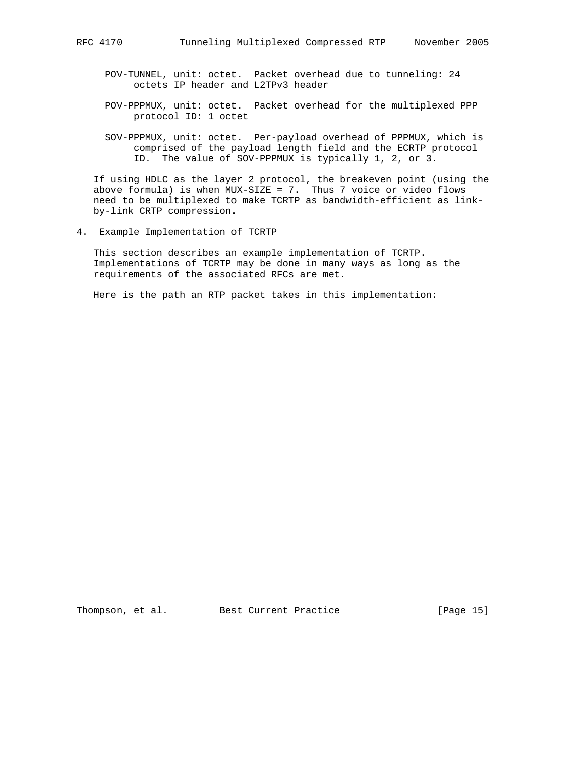POV-TUNNEL, unit: octet. Packet overhead due to tunneling: 24 octets IP header and L2TPv3 header

POV-PPPMUX, unit: octet. Packet overhead for the multiplexed PPP protocol ID: 1 octet

SOV-PPPMUX, unit: octet. Per-payload overhead of PPPMUX, which is comprised of the payload length field and the ECRTP protocol ID. The value of SOV-PPPMUX is typically 1, 2, or 3.

If using HDLC as the layer 2 protocol, the breakeven point (using the above formula) is when MUX-SIZE = 7. Thus 7 voice or video flows need to be multiplexed to make TCRTP as bandwidth-efficient as link-by-link CRTP compression.

## 4. Example Implementation of TCRTP

This section describes an example implementation of TCRTP. Implementations of TCRTP may be done in many ways as long as the requirements of the associated RFCs are met.

Here is the path an RTP packet takes in this implementation: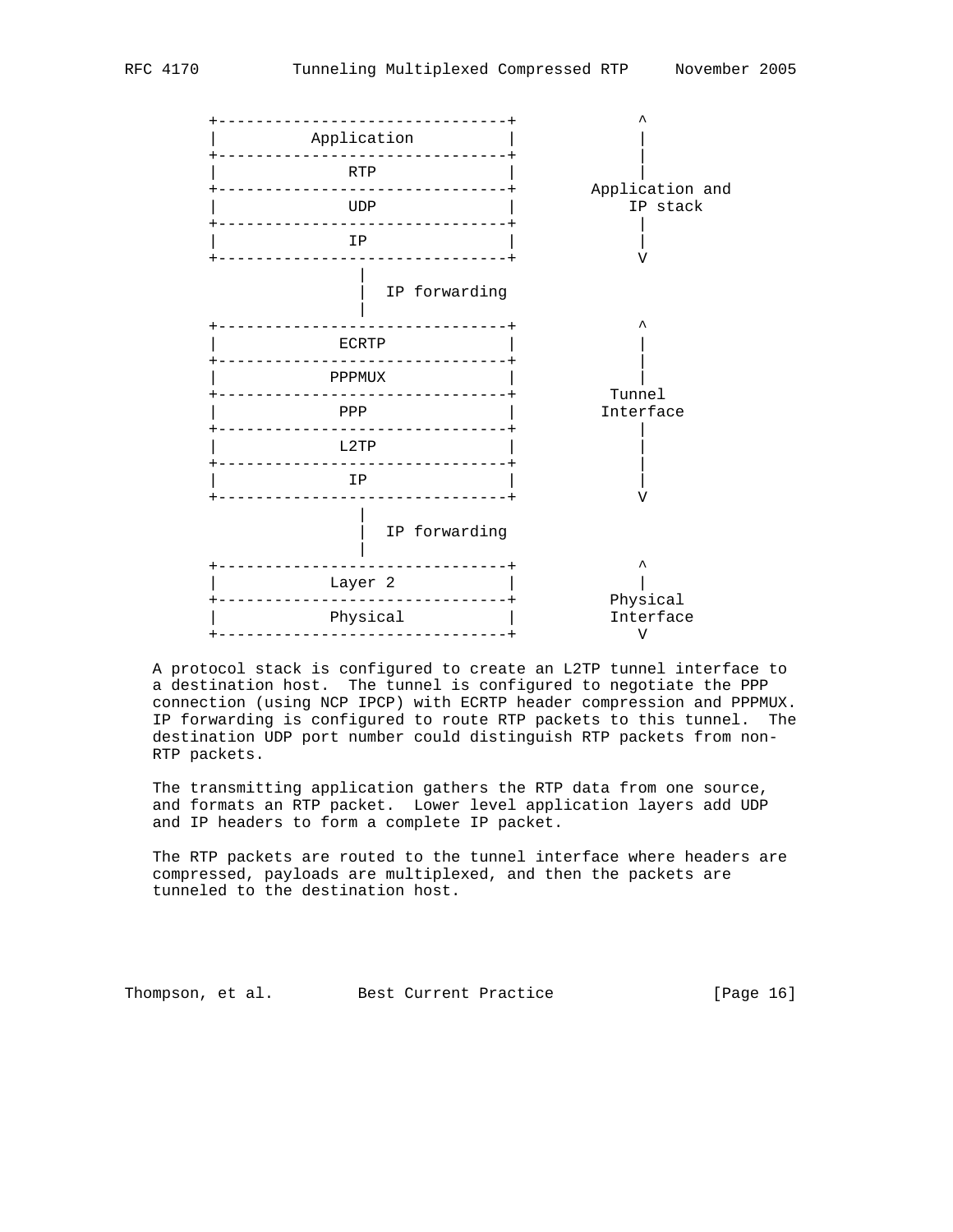```
       +-------------------------------+            ^
       |          Application          |            |
       +-------------------------------+            |
       |              RTP              |            |
       +-------------------------------+      Application and
       |              UDP              |         IP stack
       +-------------------------------+            |
       |              IP               |            |
       +-------------------------------+            V
                      |
                      |  IP forwarding
                      |
       +-------------------------------+            ^
       |             ECRTP             |            |
       +-------------------------------+            |
       |            PPPMUX             |            |
       +-------------------------------+          Tunnel
       |             PPP               |        Interface
       +-------------------------------+            |
       |             L2TP              |            |
       +-------------------------------+            |
       |              IP               |            |
       +-------------------------------+            V
                      |
                      |  IP forwarding
                      |
       +-------------------------------+            ^
       |            Layer 2            |            |
       +-------------------------------+         Physical
       |            Physical           |         Interface
       +-------------------------------+            V
```

A protocol stack is configured to create an L2TP tunnel interface to a destination host. The tunnel is configured to negotiate the PPP connection (using NCP IPCP) with ECRTP header compression and PPPMUX. IP forwarding is configured to route RTP packets to this tunnel. The destination UDP port number could distinguish RTP packets from non-RTP packets.

The transmitting application gathers the RTP data from one source, and formats an RTP packet. Lower level application layers add UDP and IP headers to form a complete IP packet.

The RTP packets are routed to the tunnel interface where headers are compressed, payloads are multiplexed, and then the packets are tunneled to the destination host.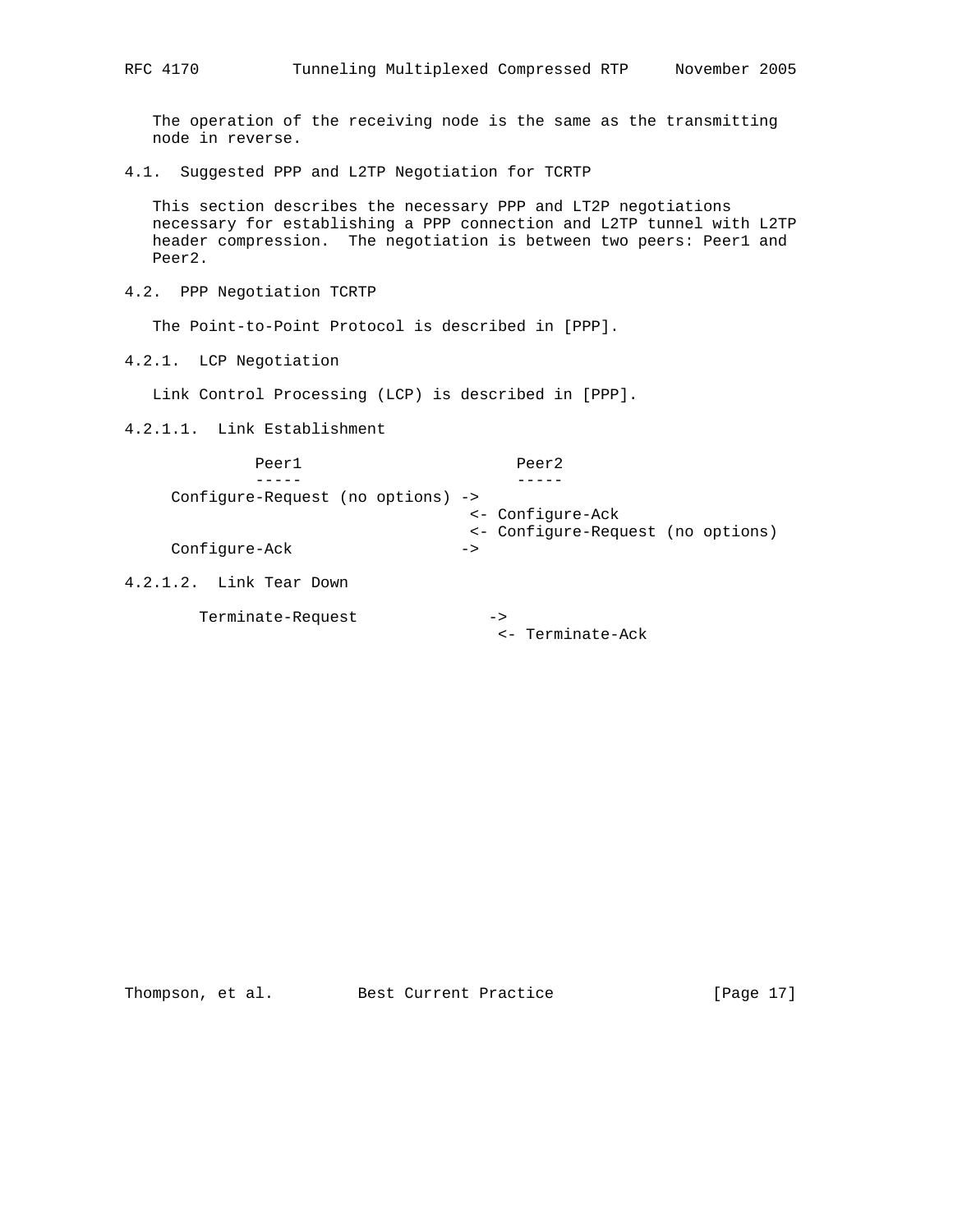The operation of the receiving node is the same as the transmitting node in reverse.

## 4.1. Suggested PPP and L2TP Negotiation for TCRTP

This section describes the necessary PPP and LT2P negotiations necessary for establishing a PPP connection and L2TP tunnel with L2TP header compression. The negotiation is between two peers: Peer1 and Peer2.

## 4.2. PPP Negotiation TCRTP

The Point-to-Point Protocol is described in [PPP].

### 4.2.1. LCP Negotiation

Link Control Processing (LCP) is described in [PPP].

#### 4.2.1.1. Link Establishment

```
            Peer1                        Peer2
            -----                        -----
   Configure-Request (no options) ->
                                  <- Configure-Ack
                                  <- Configure-Request (no options)
   Configure-Ack                  ->
```

#### 4.2.1.2. Link Tear Down

```
      Terminate-Request              ->
                                      <- Terminate-Ack
```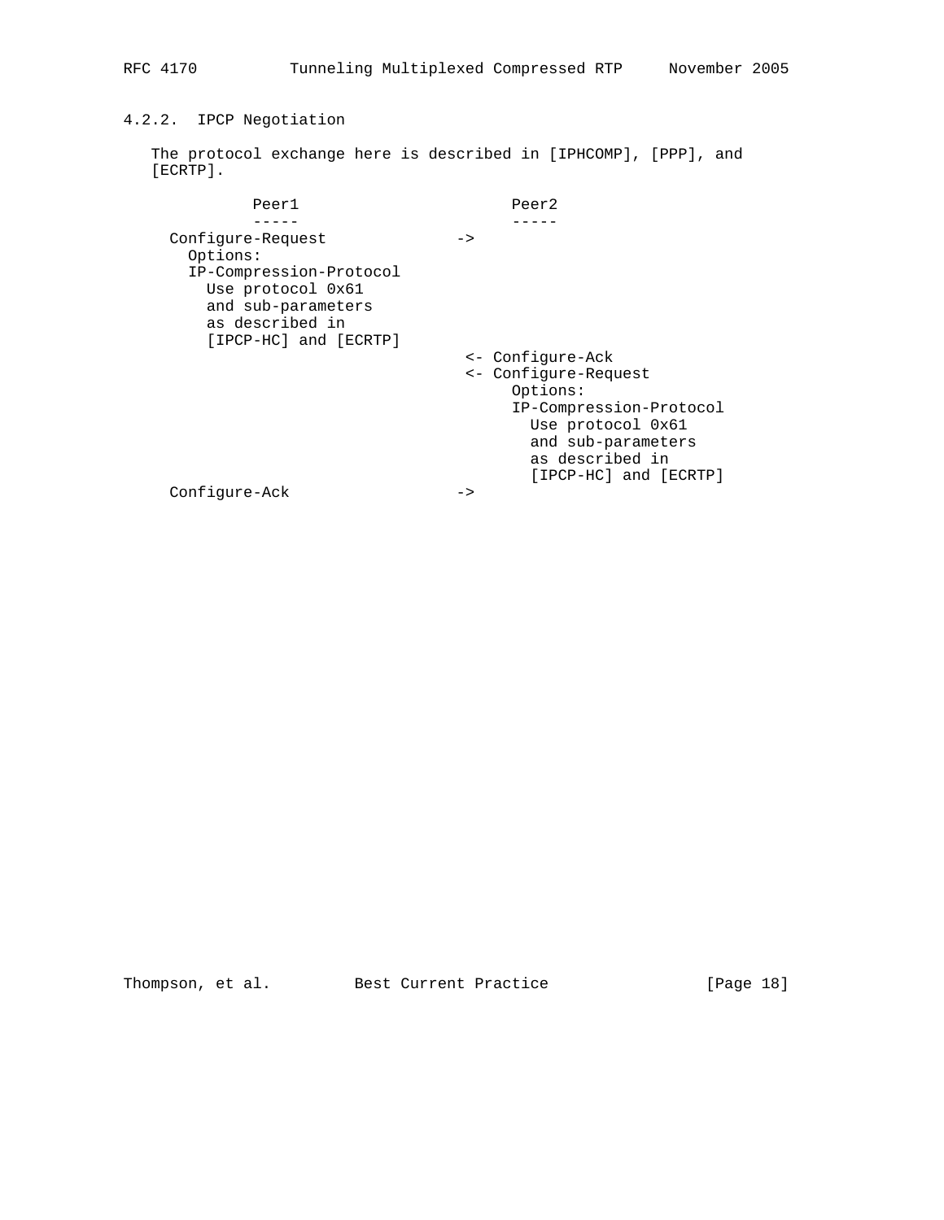### 4.2.2. IPCP Negotiation

The protocol exchange here is described in [IPHCOMP], [PPP], and [ECRTP].

```
         Peer1                        Peer2
         -----                        -----
   Configure-Request              ->
     Options:
     IP-Compression-Protocol
       Use protocol 0x61
       and sub-parameters
       as described in
       [IPCP-HC] and [ECRTP]
                                   <- Configure-Ack
                                   <- Configure-Request
                                        Options:
                                        IP-Compression-Protocol
                                          Use protocol 0x61
                                          and sub-parameters
                                          as described in
                                          [IPCP-HC] and [ECRTP]
   Configure-Ack                  ->
```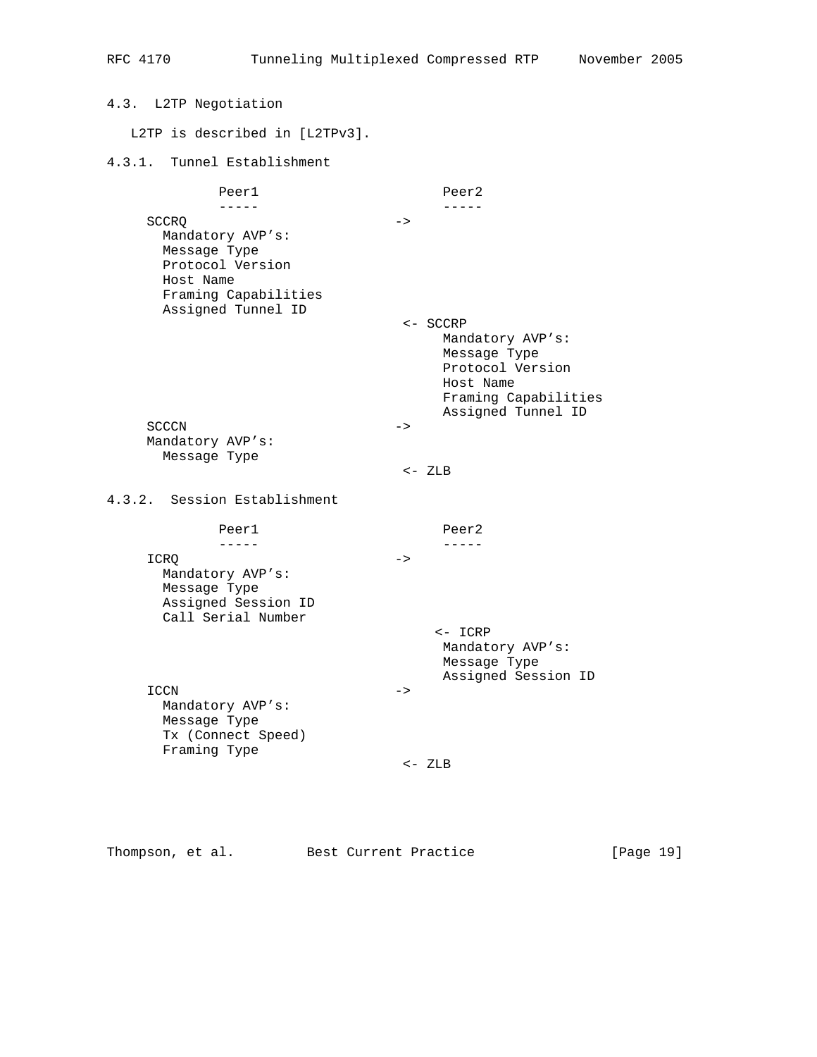### 4.3. L2TP Negotiation

L2TP is described in [L2TPv3].

#### 4.3.1. Tunnel Establishment

```
          Peer1                      Peer2
          -----                      -----
     SCCRQ                         ->
       Mandatory AVP's:
       Message Type
       Protocol Version
       Host Name
       Framing Capabilities
       Assigned Tunnel ID
                                    <- SCCRP
                                         Mandatory AVP's:
                                         Message Type
                                         Protocol Version
                                         Host Name
                                         Framing Capabilities
                                         Assigned Tunnel ID
     SCCCN                         ->
     Mandatory AVP's:
       Message Type
                                    <- ZLB
```

#### 4.3.2. Session Establishment

```
          Peer1                      Peer2
          -----                      -----
     ICRQ                          ->
       Mandatory AVP's:
       Message Type
       Assigned Session ID
       Call Serial Number
                                        <- ICRP
                                         Mandatory AVP's:
                                         Message Type
                                         Assigned Session ID
     ICCN                          ->
       Mandatory AVP's:
       Message Type
       Tx (Connect Speed)
       Framing Type
                                    <- ZLB
```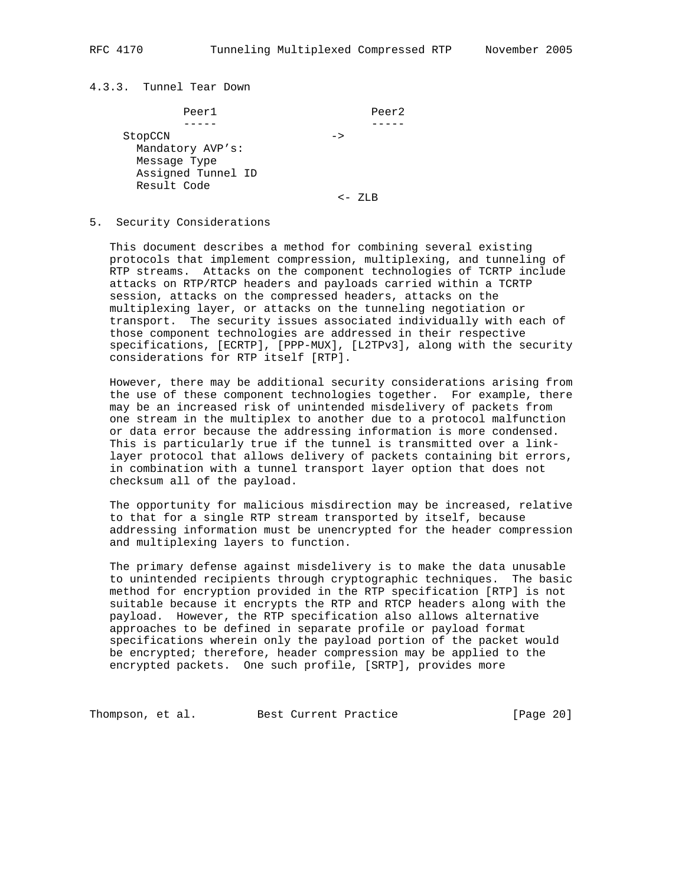### 4.3.3. Tunnel Tear Down

```
            Peer1                        Peer2
            -----                        -----
     StopCCN                      ->
       Mandatory AVP's:
       Message Type
       Assigned Tunnel ID
       Result Code
                                  <- ZLB
```

## 5. Security Considerations

This document describes a method for combining several existing protocols that implement compression, multiplexing, and tunneling of RTP streams. Attacks on the component technologies of TCRTP include attacks on RTP/RTCP headers and payloads carried within a TCRTP session, attacks on the compressed headers, attacks on the multiplexing layer, or attacks on the tunneling negotiation or transport. The security issues associated individually with each of those component technologies are addressed in their respective specifications, [ECRTP], [PPP-MUX], [L2TPv3], along with the security considerations for RTP itself [RTP].

However, there may be additional security considerations arising from the use of these component technologies together. For example, there may be an increased risk of unintended misdelivery of packets from one stream in the multiplex to another due to a protocol malfunction or data error because the addressing information is more condensed. This is particularly true if the tunnel is transmitted over a link-layer protocol that allows delivery of packets containing bit errors, in combination with a tunnel transport layer option that does not checksum all of the payload.

The opportunity for malicious misdirection may be increased, relative to that for a single RTP stream transported by itself, because addressing information must be unencrypted for the header compression and multiplexing layers to function.

The primary defense against misdelivery is to make the data unusable to unintended recipients through cryptographic techniques. The basic method for encryption provided in the RTP specification [RTP] is not suitable because it encrypts the RTP and RTCP headers along with the payload. However, the RTP specification also allows alternative approaches to be defined in separate profile or payload format specifications wherein only the payload portion of the packet would be encrypted; therefore, header compression may be applied to the encrypted packets. One such profile, [SRTP], provides more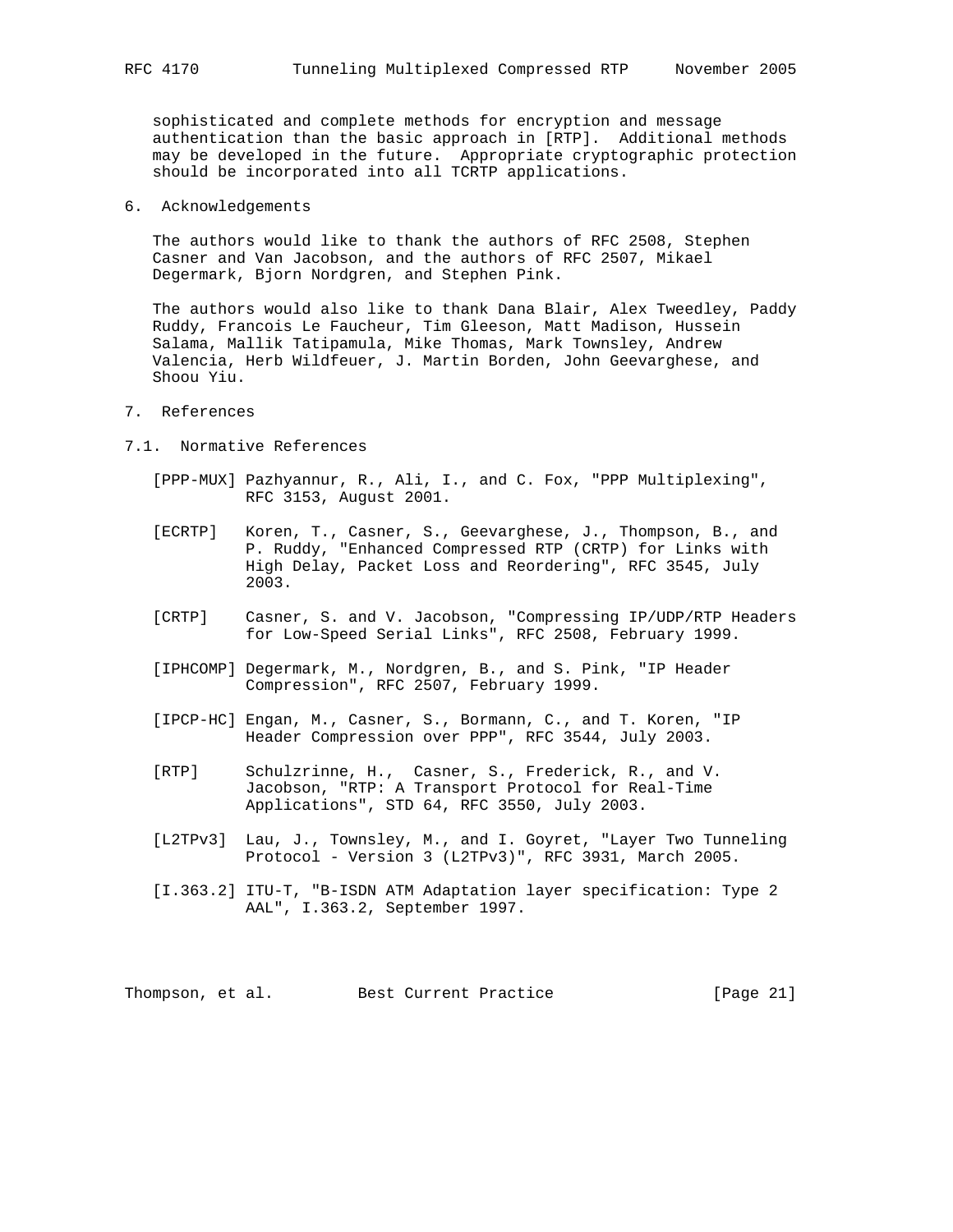sophisticated and complete methods for encryption and message authentication than the basic approach in [RTP]. Additional methods may be developed in the future. Appropriate cryptographic protection should be incorporated into all TCRTP applications.

## 6. Acknowledgements

The authors would like to thank the authors of RFC 2508, Stephen Casner and Van Jacobson, and the authors of RFC 2507, Mikael Degermark, Bjorn Nordgren, and Stephen Pink.

The authors would also like to thank Dana Blair, Alex Tweedley, Paddy Ruddy, Francois Le Faucheur, Tim Gleeson, Matt Madison, Hussein Salama, Mallik Tatipamula, Mike Thomas, Mark Townsley, Andrew Valencia, Herb Wildfeuer, J. Martin Borden, John Geevarghese, and Shoou Yiu.

## 7. References

### 7.1. Normative References

[PPP-MUX] Pazhyannur, R., Ali, I., and C. Fox, "PPP Multiplexing", RFC 3153, August 2001.

[ECRTP] Koren, T., Casner, S., Geevarghese, J., Thompson, B., and P. Ruddy, "Enhanced Compressed RTP (CRTP) for Links with High Delay, Packet Loss and Reordering", RFC 3545, July 2003.

[CRTP] Casner, S. and V. Jacobson, "Compressing IP/UDP/RTP Headers for Low-Speed Serial Links", RFC 2508, February 1999.

[IPHCOMP] Degermark, M., Nordgren, B., and S. Pink, "IP Header Compression", RFC 2507, February 1999.

[IPCP-HC] Engan, M., Casner, S., Bormann, C., and T. Koren, "IP Header Compression over PPP", RFC 3544, July 2003.

[RTP] Schulzrinne, H., Casner, S., Frederick, R., and V. Jacobson, "RTP: A Transport Protocol for Real-Time Applications", STD 64, RFC 3550, July 2003.

[L2TPv3] Lau, J., Townsley, M., and I. Goyret, "Layer Two Tunneling Protocol - Version 3 (L2TPv3)", RFC 3931, March 2005.

[I.363.2] ITU-T, "B-ISDN ATM Adaptation layer specification: Type 2 AAL", I.363.2, September 1997.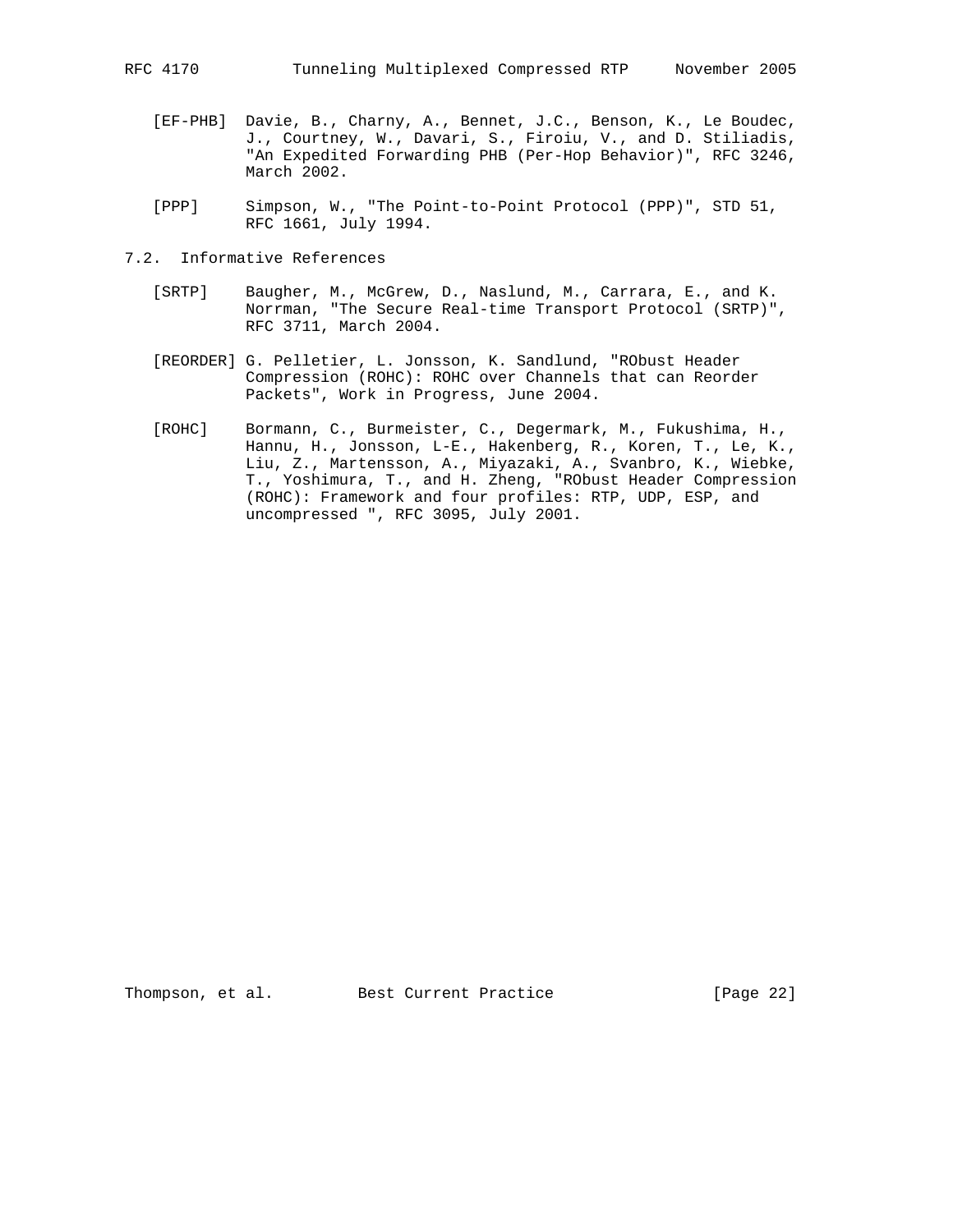[EF-PHB] Davie, B., Charny, A., Bennet, J.C., Benson, K., Le Boudec, J., Courtney, W., Davari, S., Firoiu, V., and D. Stiliadis, "An Expedited Forwarding PHB (Per-Hop Behavior)", RFC 3246, March 2002.

[PPP] Simpson, W., "The Point-to-Point Protocol (PPP)", STD 51, RFC 1661, July 1994.

## 7.2. Informative References

[SRTP] Baugher, M., McGrew, D., Naslund, M., Carrara, E., and K. Norrman, "The Secure Real-time Transport Protocol (SRTP)", RFC 3711, March 2004.

[REORDER] G. Pelletier, L. Jonsson, K. Sandlund, "RObust Header Compression (ROHC): ROHC over Channels that can Reorder Packets", Work in Progress, June 2004.

[ROHC] Bormann, C., Burmeister, C., Degermark, M., Fukushima, H., Hannu, H., Jonsson, L-E., Hakenberg, R., Koren, T., Le, K., Liu, Z., Martensson, A., Miyazaki, A., Svanbro, K., Wiebke, T., Yoshimura, T., and H. Zheng, "RObust Header Compression (ROHC): Framework and four profiles: RTP, UDP, ESP, and uncompressed ", RFC 3095, July 2001.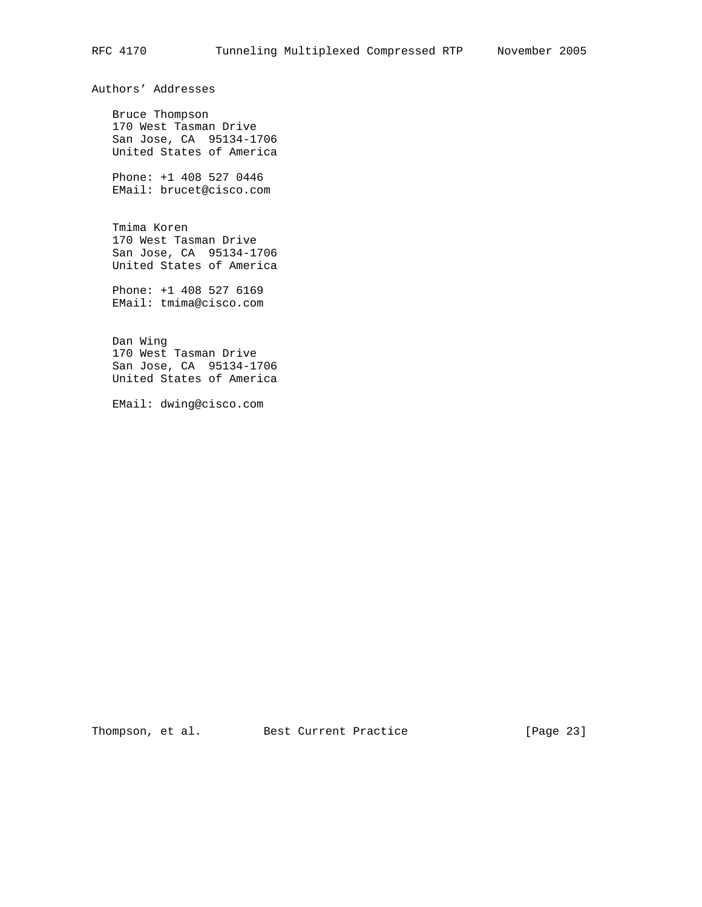## Authors' Addresses

Bruce Thompson
170 West Tasman Drive
San Jose, CA  95134-1706
United States of America

Phone: +1 408 527 0446
EMail: brucet@cisco.com

Tmima Koren
170 West Tasman Drive
San Jose, CA  95134-1706
United States of America

Phone: +1 408 527 6169
EMail: tmima@cisco.com

Dan Wing
170 West Tasman Drive
San Jose, CA  95134-1706
United States of America

EMail: dwing@cisco.com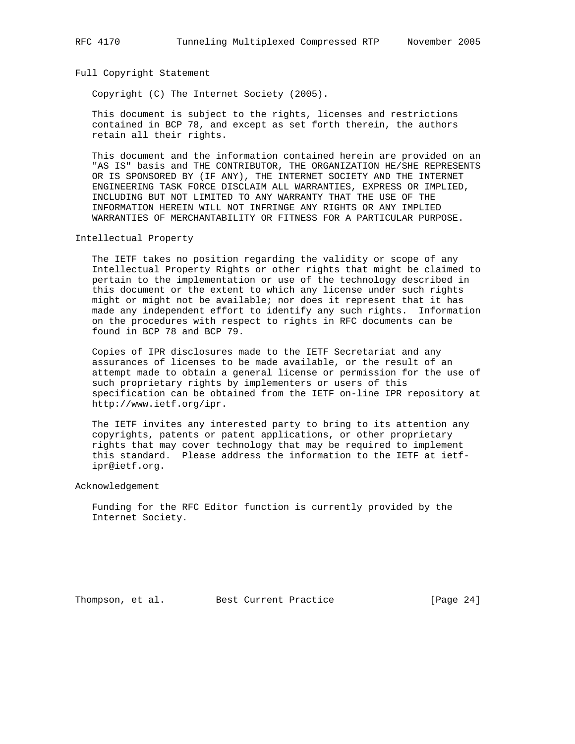## Full Copyright Statement

Copyright (C) The Internet Society (2005).

This document is subject to the rights, licenses and restrictions contained in BCP 78, and except as set forth therein, the authors retain all their rights.

This document and the information contained herein are provided on an "AS IS" basis and THE CONTRIBUTOR, THE ORGANIZATION HE/SHE REPRESENTS OR IS SPONSORED BY (IF ANY), THE INTERNET SOCIETY AND THE INTERNET ENGINEERING TASK FORCE DISCLAIM ALL WARRANTIES, EXPRESS OR IMPLIED, INCLUDING BUT NOT LIMITED TO ANY WARRANTY THAT THE USE OF THE INFORMATION HEREIN WILL NOT INFRINGE ANY RIGHTS OR ANY IMPLIED WARRANTIES OF MERCHANTABILITY OR FITNESS FOR A PARTICULAR PURPOSE.

## Intellectual Property

The IETF takes no position regarding the validity or scope of any Intellectual Property Rights or other rights that might be claimed to pertain to the implementation or use of the technology described in this document or the extent to which any license under such rights might or might not be available; nor does it represent that it has made any independent effort to identify any such rights. Information on the procedures with respect to rights in RFC documents can be found in BCP 78 and BCP 79.

Copies of IPR disclosures made to the IETF Secretariat and any assurances of licenses to be made available, or the result of an attempt made to obtain a general license or permission for the use of such proprietary rights by implementers or users of this specification can be obtained from the IETF on-line IPR repository at http://www.ietf.org/ipr.

The IETF invites any interested party to bring to its attention any copyrights, patents or patent applications, or other proprietary rights that may cover technology that may be required to implement this standard. Please address the information to the IETF at ietf-ipr@ietf.org.

## Acknowledgement

Funding for the RFC Editor function is currently provided by the Internet Society.